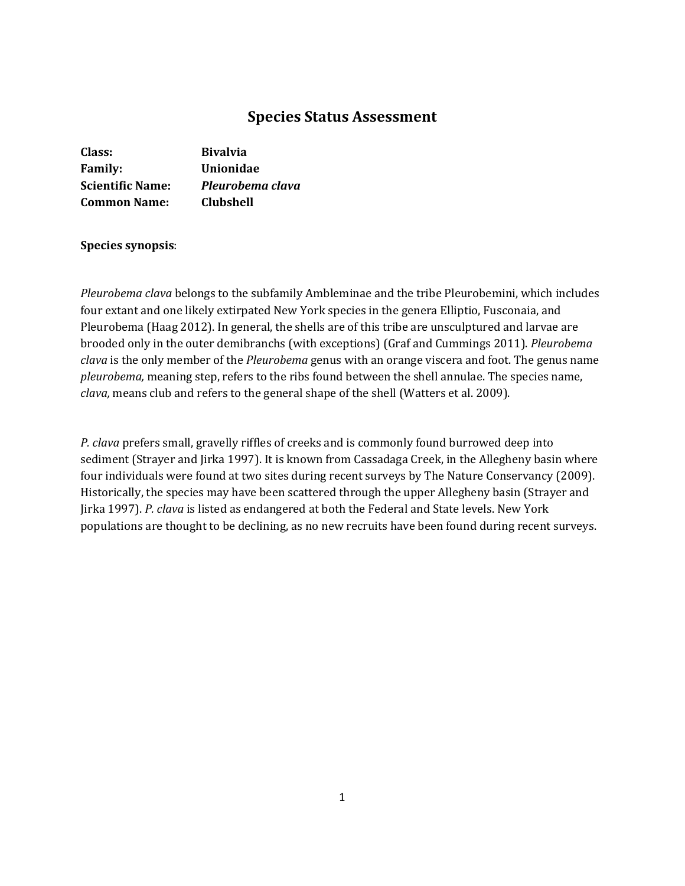# Species Status Assessment

**Class:** **Bivalvia**
**Family:** **Unionidae**
**Scientific Name:** ***Pleurobema clava***
**Common Name:** **Clubshell**

**Species synopsis**:

*Pleurobema clava* belongs to the subfamily Ambleminae and the tribe Pleurobemini, which includes four extant and one likely extirpated New York species in the genera Elliptio, Fusconaia, and Pleurobema (Haag 2012). In general, the shells are of this tribe are unsculptured and larvae are brooded only in the outer demibranchs (with exceptions) (Graf and Cummings 2011). *Pleurobema clava* is the only member of the *Pleurobema* genus with an orange viscera and foot. The genus name *pleurobema,* meaning step, refers to the ribs found between the shell annulae. The species name, *clava,* means club and refers to the general shape of the shell (Watters et al. 2009).

*P. clava* prefers small, gravelly riffles of creeks and is commonly found burrowed deep into sediment (Strayer and Jirka 1997). It is known from Cassadaga Creek, in the Allegheny basin where four individuals were found at two sites during recent surveys by The Nature Conservancy (2009). Historically, the species may have been scattered through the upper Allegheny basin (Strayer and Jirka 1997). *P. clava* is listed as endangered at both the Federal and State levels. New York populations are thought to be declining, as no new recruits have been found during recent surveys.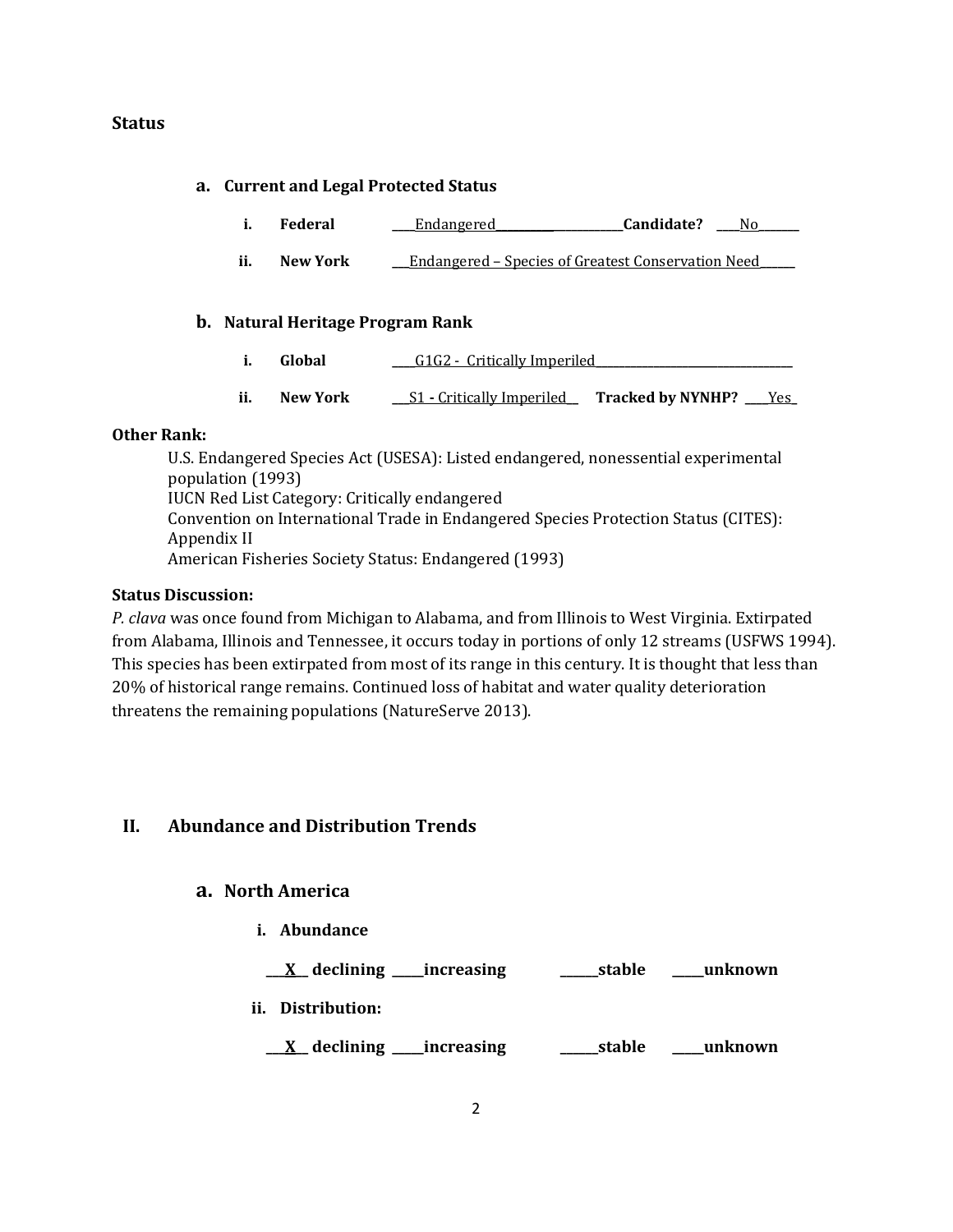## Status

### a. Current and Legal Protected Status

i. **Federal** ____Endangered_______________________ **Candidate?** ____No_______

ii. **New York** ___Endangered – Species of Greatest Conservation Need______

### b. Natural Heritage Program Rank

i. **Global** ____G1G2 - Critically Imperiled________________________________

ii. **New York** ___S1 - Critically Imperiled__ **Tracked by NYNHP?** ____Yes_

**Other Rank:**

U.S. Endangered Species Act (USESA): Listed endangered, nonessential experimental population (1993)
IUCN Red List Category: Critically endangered
Convention on International Trade in Endangered Species Protection Status (CITES): Appendix II
American Fisheries Society Status: Endangered (1993)

**Status Discussion:**

*P. clava* was once found from Michigan to Alabama, and from Illinois to West Virginia. Extirpated from Alabama, Illinois and Tennessee, it occurs today in portions of only 12 streams (USFWS 1994). This species has been extirpated from most of its range in this century. It is thought that less than 20% of historical range remains. Continued loss of habitat and water quality deterioration threatens the remaining populations (NatureServe 2013).

## II. Abundance and Distribution Trends

### a. North America

**i. Abundance**

**\_\_\_X\_\_ declining \_\_\_\_\_increasing \_\_\_\_\_\_stable \_\_\_\_\_unknown**

**ii. Distribution:**

**\_\_\_X\_\_ declining \_\_\_\_\_increasing \_\_\_\_\_\_stable \_\_\_\_\_unknown**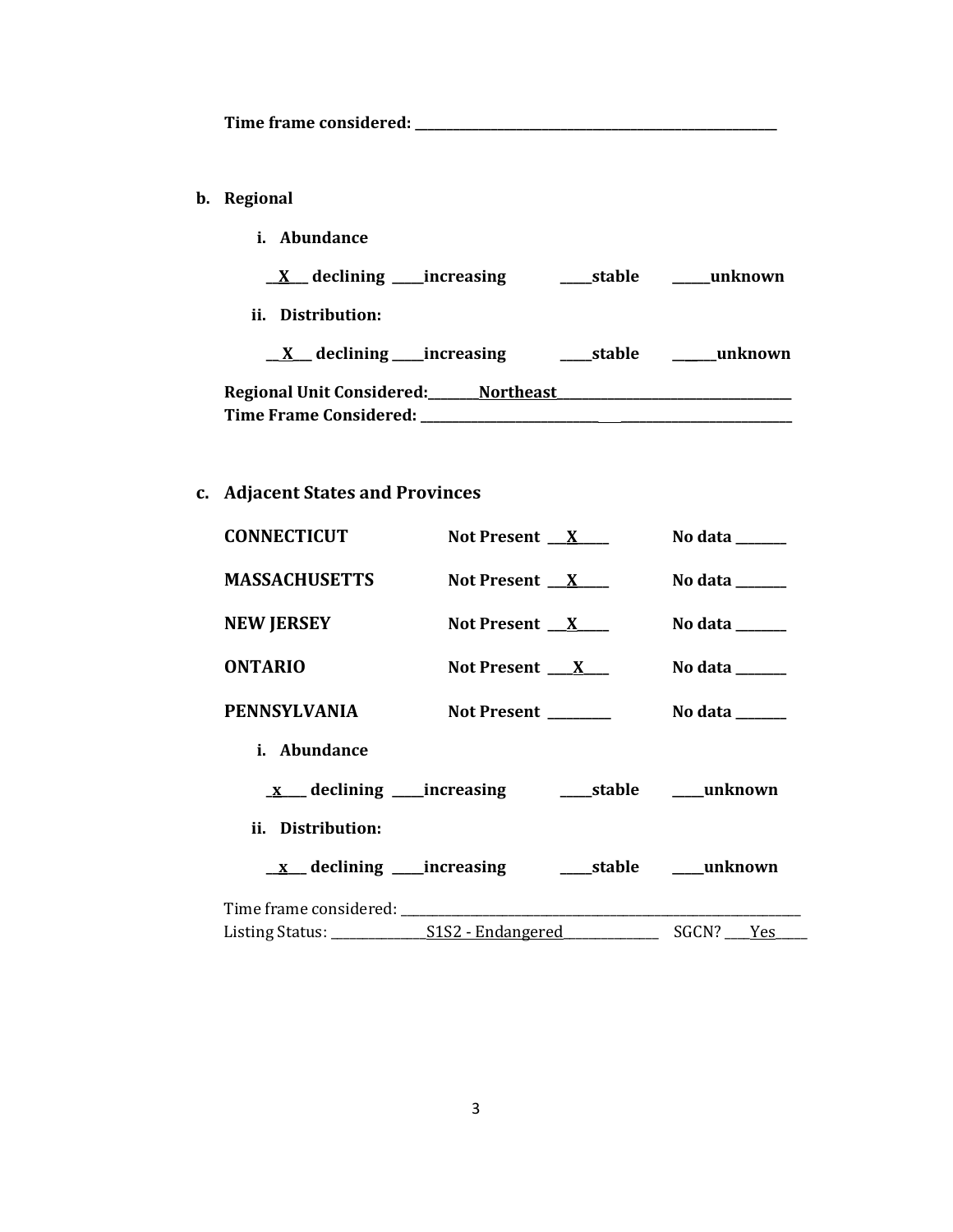**Time frame considered: \_\_\_\_\_\_\_\_\_\_\_\_\_\_\_\_\_\_\_\_\_\_\_\_\_\_\_\_\_\_\_\_\_\_\_\_\_\_\_\_\_\_\_\_\_\_\_\_\_\_\_\_\_\_\_\_\_\_\_\_**

**b. Regional**

**i. Abundance**

**\_\_X\_\_ declining \_\_\_\_\_increasing \_\_\_\_\_stable \_\_\_\_\_\_unknown**

**ii. Distribution:**

**\_\_X\_\_ declining \_\_\_\_\_increasing \_\_\_\_\_stable \_\_\_\_\_\_unknown**

**Regional Unit Considered:\_\_\_\_\_\_\_\_Northeast\_\_\_\_\_\_\_\_\_\_\_\_\_\_\_\_\_\_\_\_\_\_\_\_\_\_\_\_\_\_\_\_\_\_\_\_\_**
**Time Frame Considered: \_\_\_\_\_\_\_\_\_\_\_\_\_\_\_\_\_\_\_\_\_\_\_\_\_\_\_\_\_\_\_\_\_\_\_\_\_\_\_\_\_\_\_\_\_\_\_\_\_\_\_\_\_\_\_\_\_\_**

**c. Adjacent States and Provinces**

| | | |
|---|---|---|
| **CONNECTICUT** | **Not Present \_\_\_X\_\_\_\_\_** | **No data \_\_\_\_\_\_\_\_** |
| **MASSACHUSETTS** | **Not Present \_\_\_X\_\_\_\_\_** | **No data \_\_\_\_\_\_\_\_** |
| **NEW JERSEY** | **Not Present \_\_\_X\_\_\_\_\_** | **No data \_\_\_\_\_\_\_\_** |
| **ONTARIO** | **Not Present \_\_\_\_X\_\_\_\_** | **No data \_\_\_\_\_\_\_\_** |
| **PENNSYLVANIA** | **Not Present \_\_\_\_\_\_\_\_\_\_** | **No data \_\_\_\_\_\_\_\_** |

**i. Abundance**

**\_x\_\_\_\_ declining \_\_\_\_\_increasing \_\_\_\_\_stable \_\_\_\_\_unknown**

**ii. Distribution:**

**\_\_x\_\_\_ declining \_\_\_\_\_increasing \_\_\_\_\_stable \_\_\_\_\_unknown**

Time frame considered: \_\_\_\_\_\_\_\_\_\_\_\_\_\_\_\_\_\_\_\_\_\_\_\_\_\_\_\_\_\_\_\_\_\_\_\_\_\_\_\_\_\_\_\_\_\_\_\_\_\_\_\_\_\_\_\_\_\_\_\_\_\_\_\_
Listing Status: \_\_\_\_\_\_\_\_\_\_\_\_\_\_\_S1S2 - Endangered\_\_\_\_\_\_\_\_\_\_\_\_\_\_\_ SGCN? \_\_\_\_Yes\_\_\_\_\_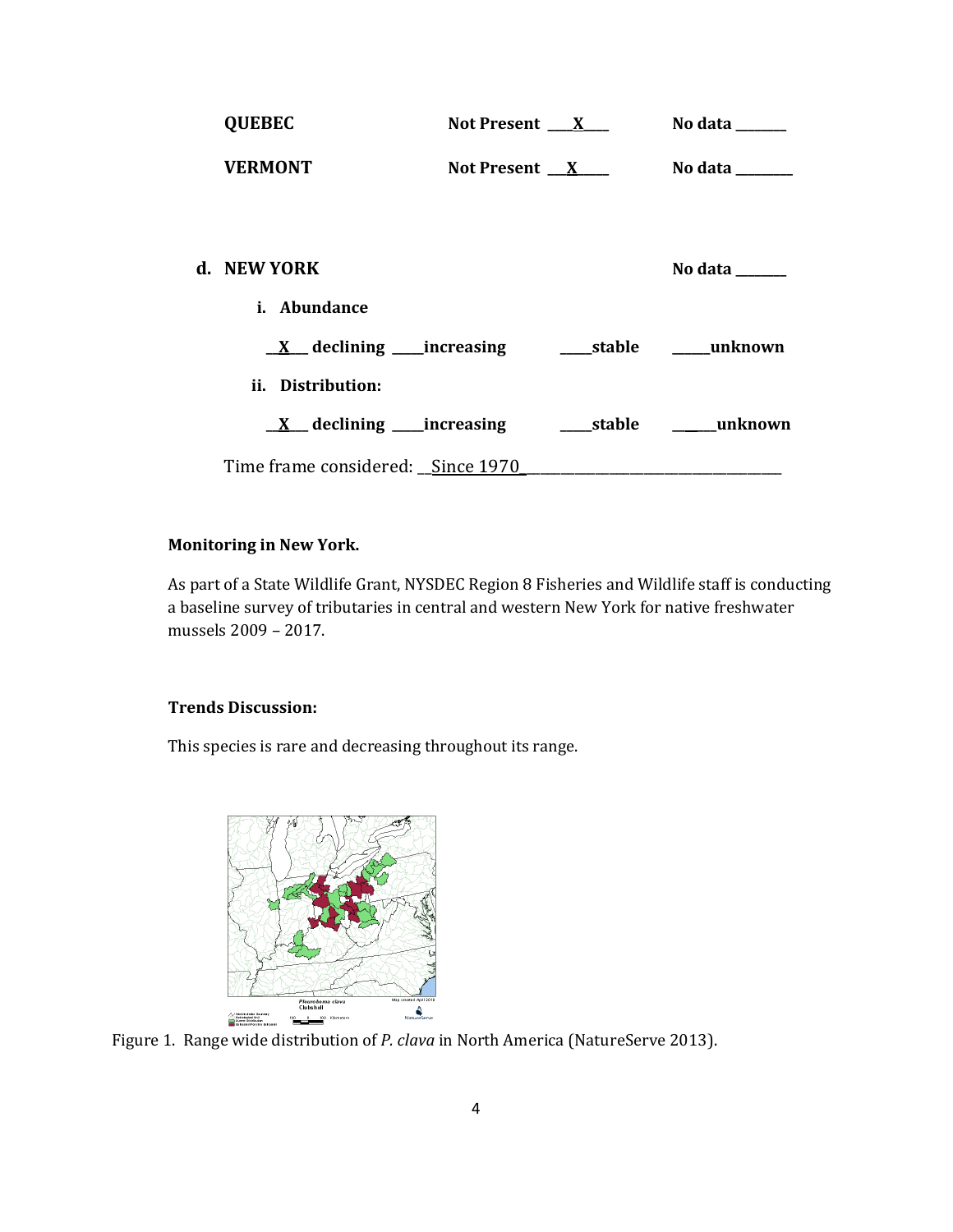**QUEBEC** Not Present ___X___ No data _______

**VERMONT** Not Present ___X___ No data _______

**d. NEW YORK** No data _______

**i. Abundance**

__X__ declining ____increasing ____stable _____unknown

**ii. Distribution:**

__X__ declining ____increasing ____stable _____unknown

Time frame considered: __Since 1970___________________________________

**Monitoring in New York.**

As part of a State Wildlife Grant, NYSDEC Region 8 Fisheries and Wildlife staff is conducting a baseline survey of tributaries in central and western New York for native freshwater mussels 2009 – 2017.

**Trends Discussion:**

This species is rare and decreasing throughout its range.

Figure 1. Range wide distribution of *P. clava* in North America (NatureServe 2013).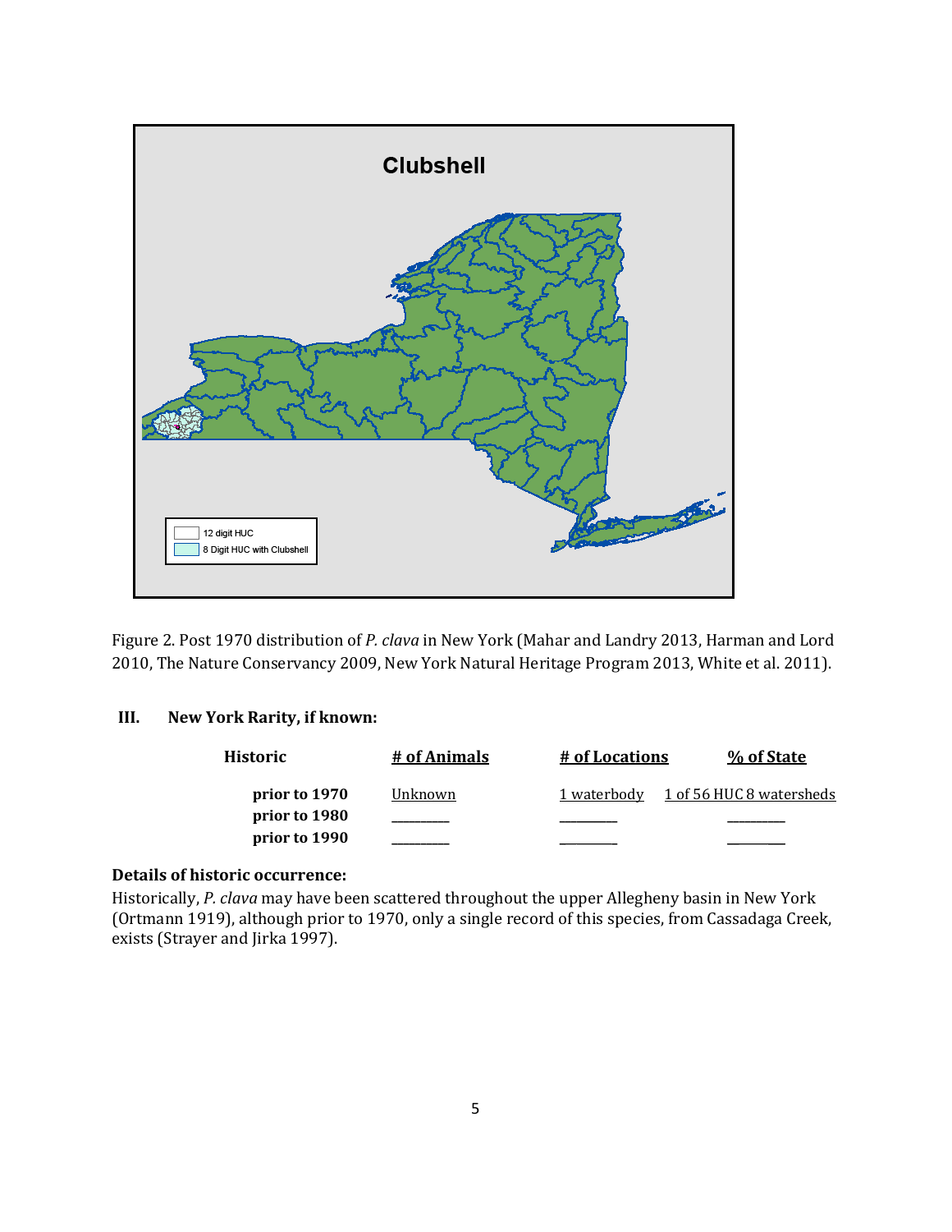Figure 2. Post 1970 distribution of *P. clava* in New York (Mahar and Landry 2013, Harman and Lord 2010, The Nature Conservancy 2009, New York Natural Heritage Program 2013, White et al. 2011).

### III. New York Rarity, if known:

| Historic | # of Animals | # of Locations | % of State |
|---|---|---|---|
| **prior to 1970** | Unknown | 1 waterbody | 1 of 56 HUC 8 watersheds |
| **prior to 1980** | ________ | ________ | ________ |
| **prior to 1990** | ________ | ________ | ________ |

**Details of historic occurrence:**

Historically, *P. clava* may have been scattered throughout the upper Allegheny basin in New York (Ortmann 1919), although prior to 1970, only a single record of this species, from Cassadaga Creek, exists (Strayer and Jirka 1997).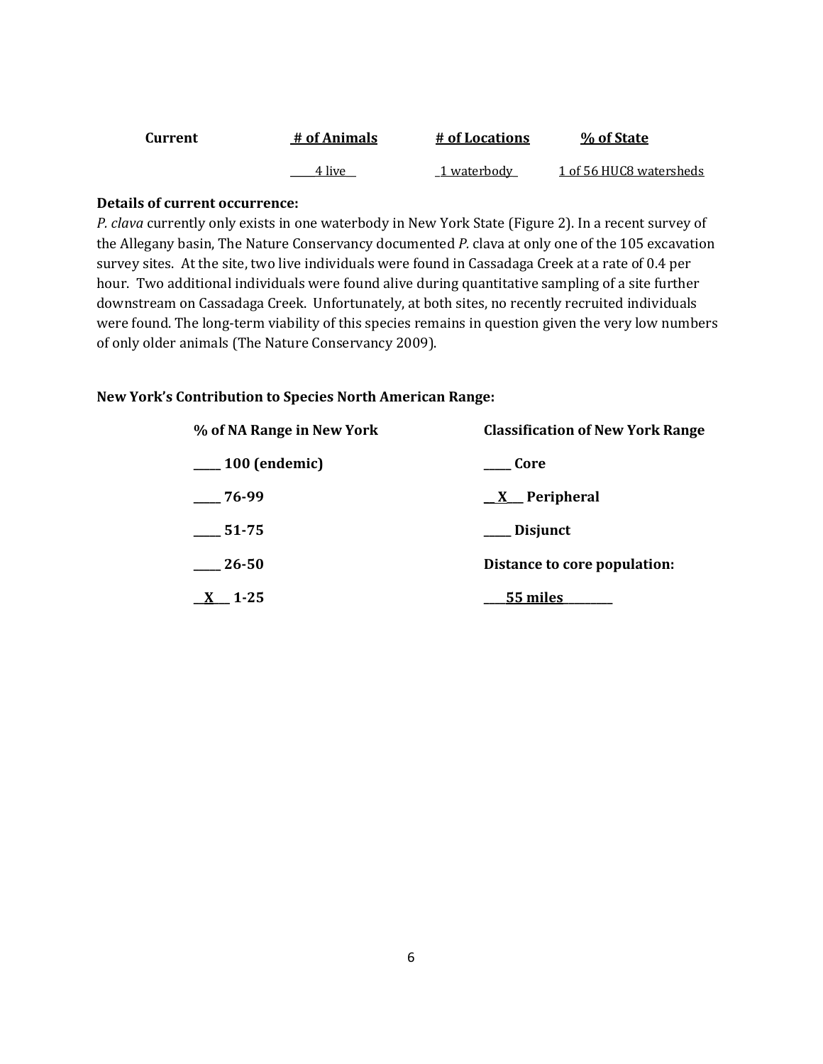| Current | # of Animals | # of Locations | % of State |
|---|---|---|---|
| | 4 live | 1 waterbody | 1 of 56 HUC8 watersheds |

**Details of current occurrence:**

*P. clava* currently only exists in one waterbody in New York State (Figure 2). In a recent survey of the Allegany basin, The Nature Conservancy documented *P.* clava at only one of the 105 excavation survey sites. At the site, two live individuals were found in Cassadaga Creek at a rate of 0.4 per hour. Two additional individuals were found alive during quantitative sampling of a site further downstream on Cassadaga Creek. Unfortunately, at both sites, no recently recruited individuals were found. The long-term viability of this species remains in question given the very low numbers of only older animals (The Nature Conservancy 2009).

**New York's Contribution to Species North American Range:**

| % of NA Range in New York | Classification of New York Range |
|---|---|
| _____ 100 (endemic) | _____ Core |
| _____ 76-99 | __X___ Peripheral |
| _____ 51-75 | _____ Disjunct |
| _____ 26-50 | **Distance to core population:** |
| __X___ 1-25 | ____55 miles_________ |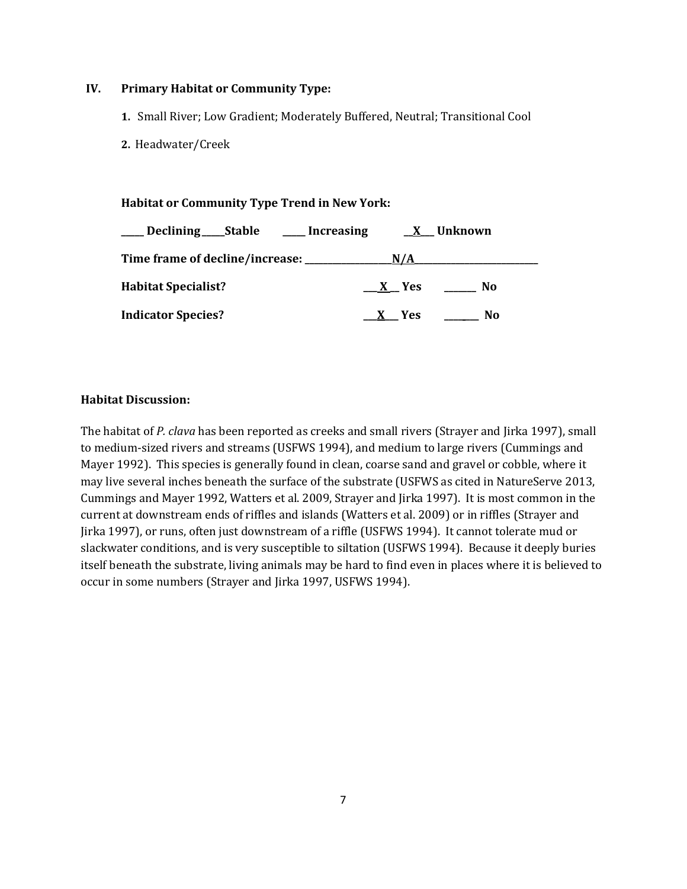## IV. Primary Habitat or Community Type:

1. Small River; Low Gradient; Moderately Buffered, Neutral; Transitional Cool
2. Headwater/Creek

**Habitat or Community Type Trend in New York:**

**\_\_\_\_\_ Declining \_\_\_\_\_Stable \_\_\_\_\_ Increasing \_\_X\_\_\_ Unknown**

**Time frame of decline/increase: \_\_\_\_\_\_\_\_\_\_\_\_\_\_\_\_\_\_\_\_N/A\_\_\_\_\_\_\_\_\_\_\_\_\_\_\_\_\_\_\_\_\_\_\_\_\_\_\_\_\_**

**Habitat Specialist? \_\_\_X\_\_ Yes \_\_\_\_\_\_\_ No**

**Indicator Species? \_\_\_X\_\_\_ Yes \_\_\_\_\_\_\_\_ No**

**Habitat Discussion:**

The habitat of *P. clava* has been reported as creeks and small rivers (Strayer and Jirka 1997), small to medium-sized rivers and streams (USFWS 1994), and medium to large rivers (Cummings and Mayer 1992). This species is generally found in clean, coarse sand and gravel or cobble, where it may live several inches beneath the surface of the substrate (USFWS as cited in NatureServe 2013, Cummings and Mayer 1992, Watters et al. 2009, Strayer and Jirka 1997). It is most common in the current at downstream ends of riffles and islands (Watters et al. 2009) or in riffles (Strayer and Jirka 1997), or runs, often just downstream of a riffle (USFWS 1994). It cannot tolerate mud or slackwater conditions, and is very susceptible to siltation (USFWS 1994). Because it deeply buries itself beneath the substrate, living animals may be hard to find even in places where it is believed to occur in some numbers (Strayer and Jirka 1997, USFWS 1994).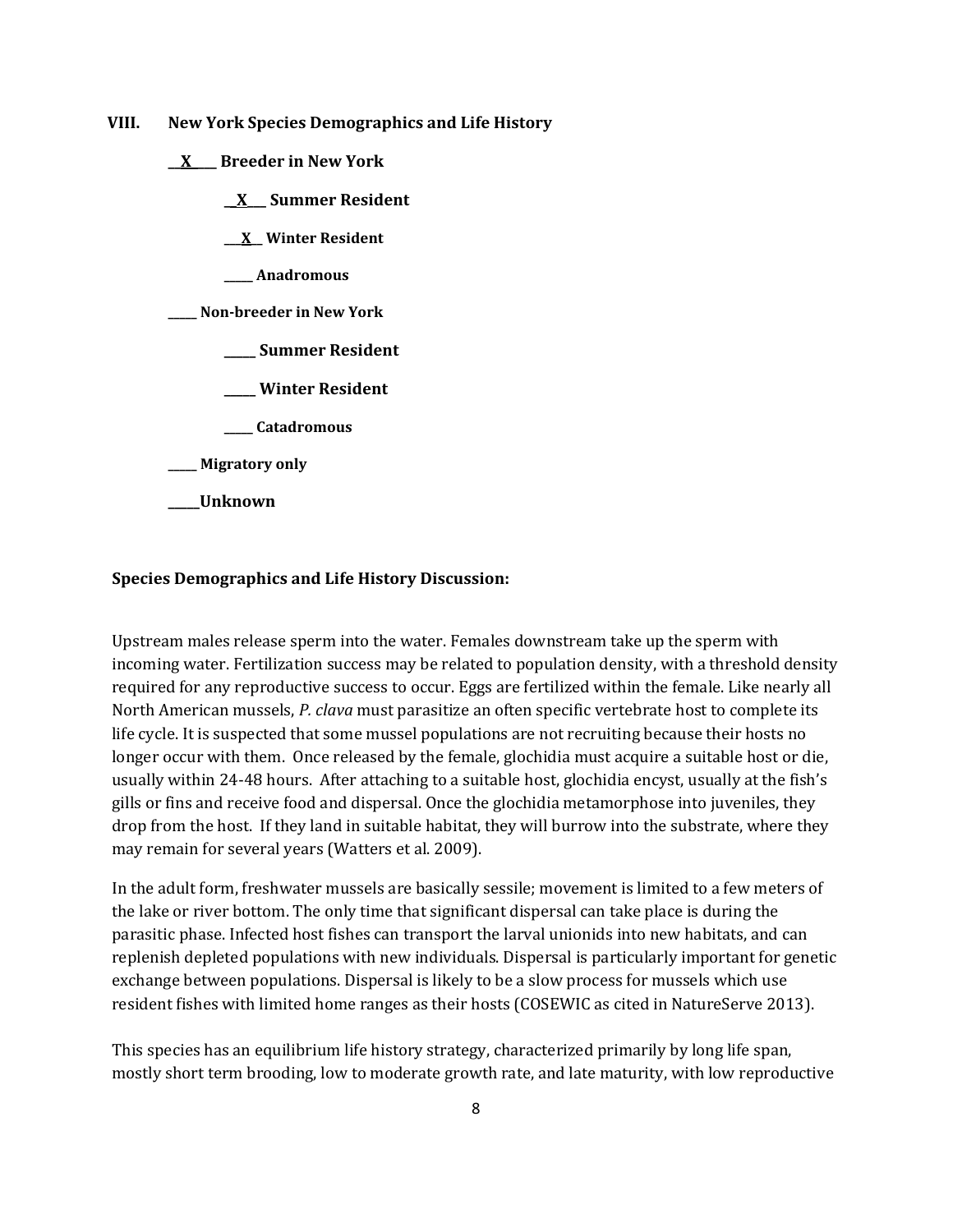## VIII. New York Species Demographics and Life History

**__X___ Breeder in New York**

**__X___ Summer Resident**

**__X__ Winter Resident**

**_____ Anadromous**

**_____ Non-breeder in New York**

**_____ Summer Resident**

**_____ Winter Resident**

**_____ Catadromous**

**_____ Migratory only**

**_____Unknown**

**Species Demographics and Life History Discussion:**

Upstream males release sperm into the water. Females downstream take up the sperm with incoming water. Fertilization success may be related to population density, with a threshold density required for any reproductive success to occur. Eggs are fertilized within the female. Like nearly all North American mussels, *P. clava* must parasitize an often specific vertebrate host to complete its life cycle. It is suspected that some mussel populations are not recruiting because their hosts no longer occur with them. Once released by the female, glochidia must acquire a suitable host or die, usually within 24-48 hours. After attaching to a suitable host, glochidia encyst, usually at the fish's gills or fins and receive food and dispersal. Once the glochidia metamorphose into juveniles, they drop from the host. If they land in suitable habitat, they will burrow into the substrate, where they may remain for several years (Watters et al. 2009).

In the adult form, freshwater mussels are basically sessile; movement is limited to a few meters of the lake or river bottom. The only time that significant dispersal can take place is during the parasitic phase. Infected host fishes can transport the larval unionids into new habitats, and can replenish depleted populations with new individuals. Dispersal is particularly important for genetic exchange between populations. Dispersal is likely to be a slow process for mussels which use resident fishes with limited home ranges as their hosts (COSEWIC as cited in NatureServe 2013).

This species has an equilibrium life history strategy, characterized primarily by long life span, mostly short term brooding, low to moderate growth rate, and late maturity, with low reproductive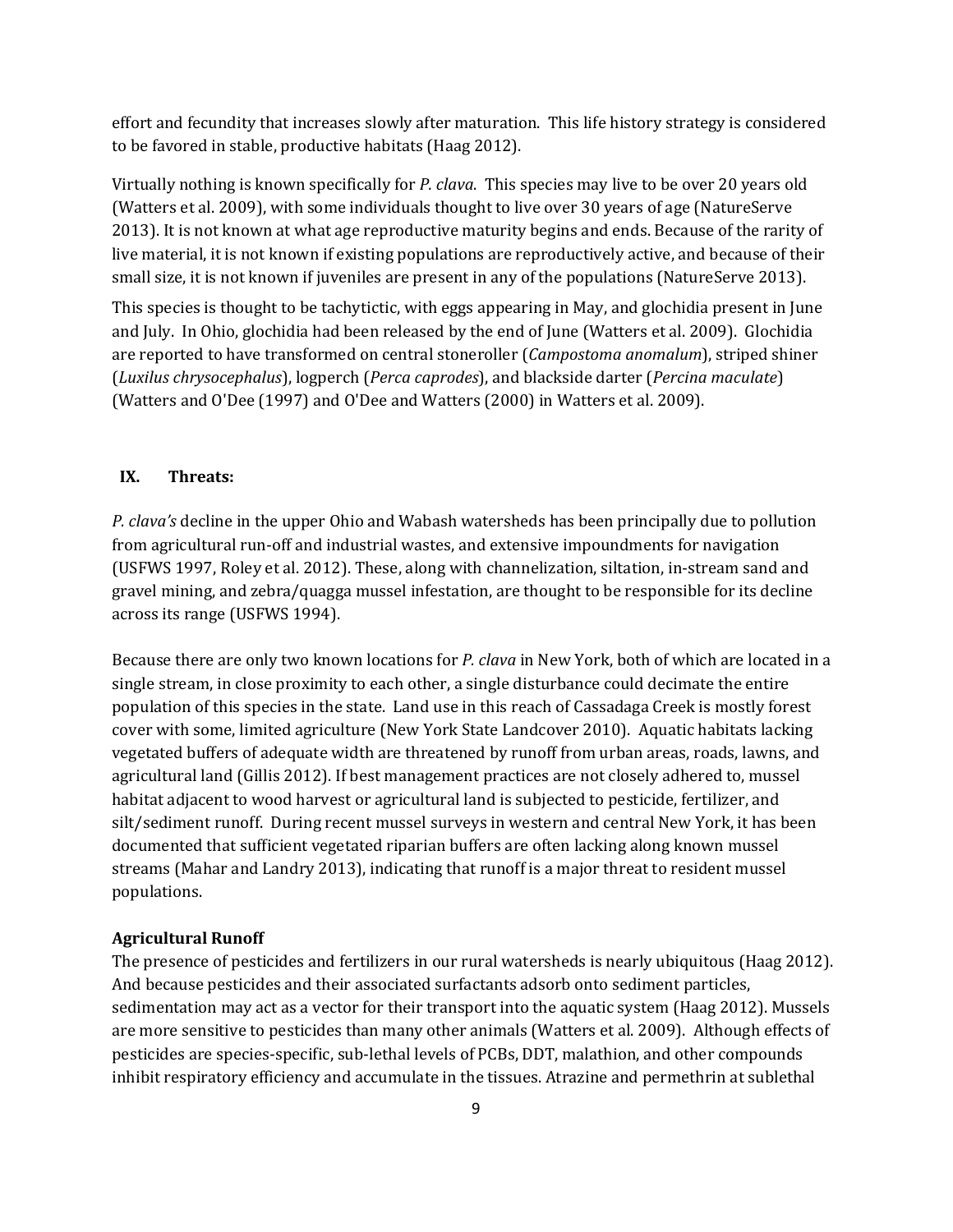effort and fecundity that increases slowly after maturation. This life history strategy is considered to be favored in stable, productive habitats (Haag 2012).

Virtually nothing is known specifically for *P. clava*. This species may live to be over 20 years old (Watters et al. 2009), with some individuals thought to live over 30 years of age (NatureServe 2013). It is not known at what age reproductive maturity begins and ends. Because of the rarity of live material, it is not known if existing populations are reproductively active, and because of their small size, it is not known if juveniles are present in any of the populations (NatureServe 2013).

This species is thought to be tachytictic, with eggs appearing in May, and glochidia present in June and July. In Ohio, glochidia had been released by the end of June (Watters et al. 2009). Glochidia are reported to have transformed on central stoneroller (*Campostoma anomalum*), striped shiner (*Luxilus chrysocephalus*), logperch (*Perca caprodes*), and blackside darter (*Percina maculate*) (Watters and O'Dee (1997) and O'Dee and Watters (2000) in Watters et al. 2009).

## IX. Threats:

*P. clava's* decline in the upper Ohio and Wabash watersheds has been principally due to pollution from agricultural run-off and industrial wastes, and extensive impoundments for navigation (USFWS 1997, Roley et al. 2012). These, along with channelization, siltation, in-stream sand and gravel mining, and zebra/quagga mussel infestation, are thought to be responsible for its decline across its range (USFWS 1994).

Because there are only two known locations for *P. clava* in New York, both of which are located in a single stream, in close proximity to each other, a single disturbance could decimate the entire population of this species in the state. Land use in this reach of Cassadaga Creek is mostly forest cover with some, limited agriculture (New York State Landcover 2010). Aquatic habitats lacking vegetated buffers of adequate width are threatened by runoff from urban areas, roads, lawns, and agricultural land (Gillis 2012). If best management practices are not closely adhered to, mussel habitat adjacent to wood harvest or agricultural land is subjected to pesticide, fertilizer, and silt/sediment runoff. During recent mussel surveys in western and central New York, it has been documented that sufficient vegetated riparian buffers are often lacking along known mussel streams (Mahar and Landry 2013), indicating that runoff is a major threat to resident mussel populations.

### Agricultural Runoff

The presence of pesticides and fertilizers in our rural watersheds is nearly ubiquitous (Haag 2012). And because pesticides and their associated surfactants adsorb onto sediment particles, sedimentation may act as a vector for their transport into the aquatic system (Haag 2012). Mussels are more sensitive to pesticides than many other animals (Watters et al. 2009). Although effects of pesticides are species-specific, sub-lethal levels of PCBs, DDT, malathion, and other compounds inhibit respiratory efficiency and accumulate in the tissues. Atrazine and permethrin at sublethal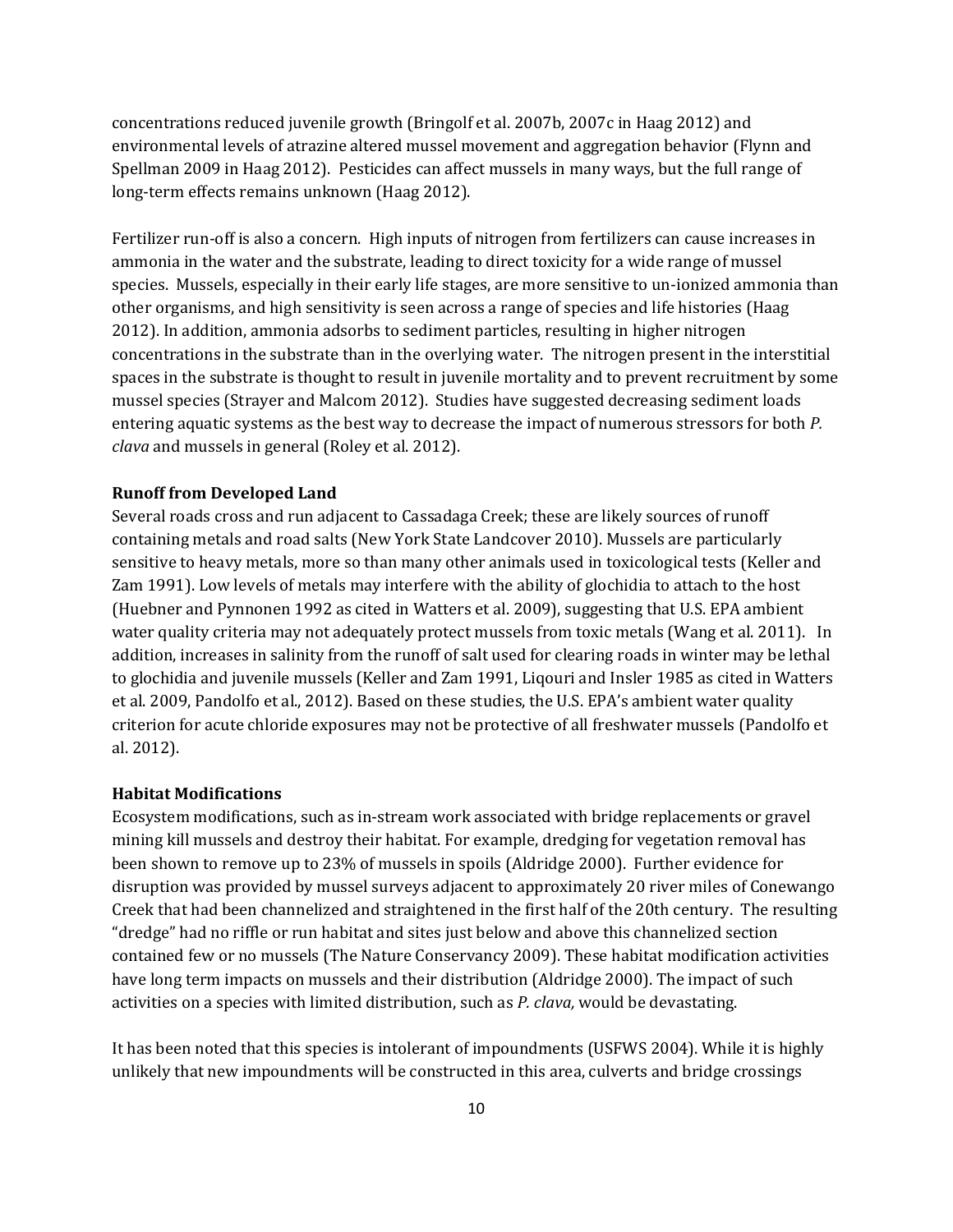concentrations reduced juvenile growth (Bringolf et al. 2007b, 2007c in Haag 2012) and environmental levels of atrazine altered mussel movement and aggregation behavior (Flynn and Spellman 2009 in Haag 2012). Pesticides can affect mussels in many ways, but the full range of long-term effects remains unknown (Haag 2012).

Fertilizer run-off is also a concern. High inputs of nitrogen from fertilizers can cause increases in ammonia in the water and the substrate, leading to direct toxicity for a wide range of mussel species. Mussels, especially in their early life stages, are more sensitive to un-ionized ammonia than other organisms, and high sensitivity is seen across a range of species and life histories (Haag 2012). In addition, ammonia adsorbs to sediment particles, resulting in higher nitrogen concentrations in the substrate than in the overlying water. The nitrogen present in the interstitial spaces in the substrate is thought to result in juvenile mortality and to prevent recruitment by some mussel species (Strayer and Malcom 2012). Studies have suggested decreasing sediment loads entering aquatic systems as the best way to decrease the impact of numerous stressors for both *P. clava* and mussels in general (Roley et al. 2012).

**Runoff from Developed Land**

Several roads cross and run adjacent to Cassadaga Creek; these are likely sources of runoff containing metals and road salts (New York State Landcover 2010). Mussels are particularly sensitive to heavy metals, more so than many other animals used in toxicological tests (Keller and Zam 1991). Low levels of metals may interfere with the ability of glochidia to attach to the host (Huebner and Pynnonen 1992 as cited in Watters et al. 2009), suggesting that U.S. EPA ambient water quality criteria may not adequately protect mussels from toxic metals (Wang et al. 2011). In addition, increases in salinity from the runoff of salt used for clearing roads in winter may be lethal to glochidia and juvenile mussels (Keller and Zam 1991, Liqouri and Insler 1985 as cited in Watters et al. 2009, Pandolfo et al., 2012). Based on these studies, the U.S. EPA's ambient water quality criterion for acute chloride exposures may not be protective of all freshwater mussels (Pandolfo et al. 2012).

**Habitat Modifications**

Ecosystem modifications, such as in-stream work associated with bridge replacements or gravel mining kill mussels and destroy their habitat. For example, dredging for vegetation removal has been shown to remove up to 23% of mussels in spoils (Aldridge 2000). Further evidence for disruption was provided by mussel surveys adjacent to approximately 20 river miles of Conewango Creek that had been channelized and straightened in the first half of the 20th century. The resulting "dredge" had no riffle or run habitat and sites just below and above this channelized section contained few or no mussels (The Nature Conservancy 2009). These habitat modification activities have long term impacts on mussels and their distribution (Aldridge 2000). The impact of such activities on a species with limited distribution, such as *P. clava,* would be devastating.

It has been noted that this species is intolerant of impoundments (USFWS 2004). While it is highly unlikely that new impoundments will be constructed in this area, culverts and bridge crossings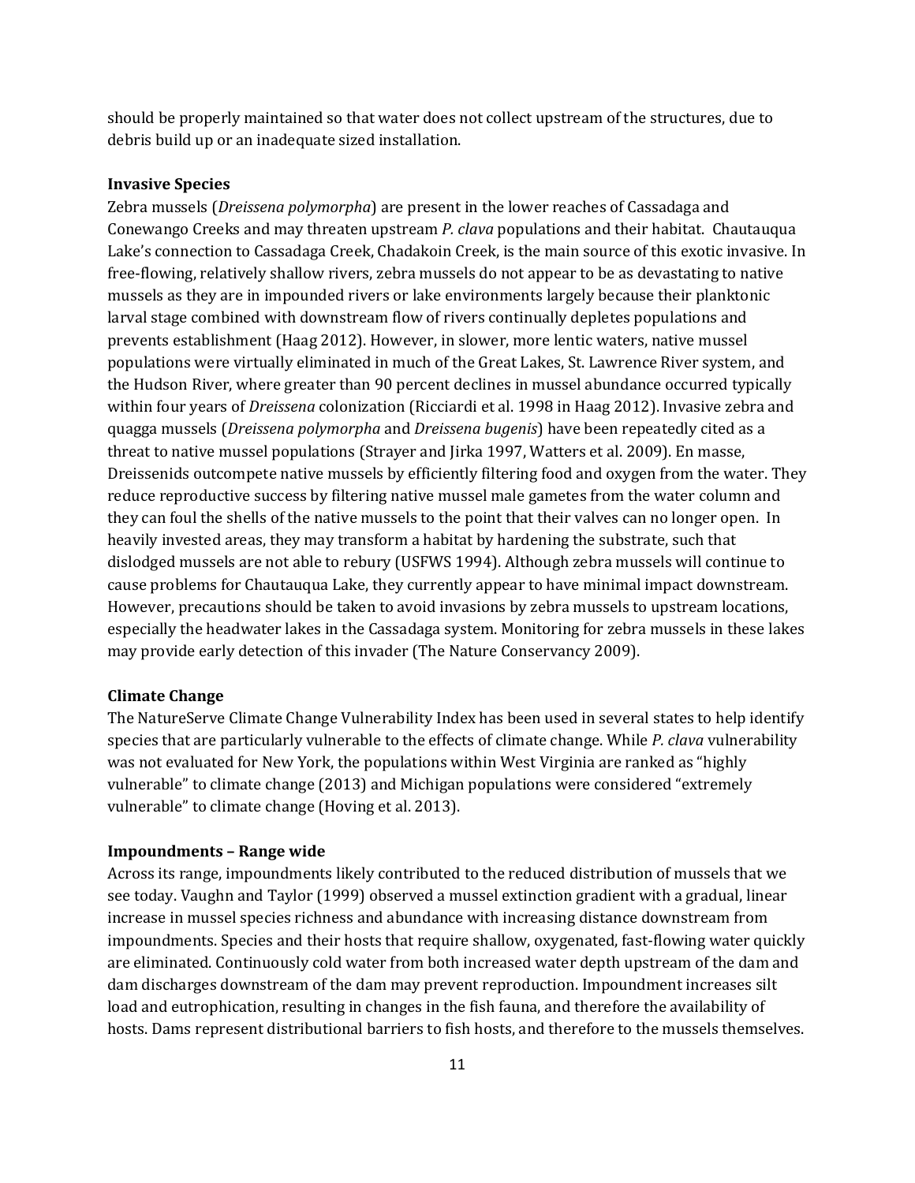should be properly maintained so that water does not collect upstream of the structures, due to debris build up or an inadequate sized installation.

**Invasive Species**

Zebra mussels (*Dreissena polymorpha*) are present in the lower reaches of Cassadaga and Conewango Creeks and may threaten upstream *P. clava* populations and their habitat. Chautauqua Lake's connection to Cassadaga Creek, Chadakoin Creek, is the main source of this exotic invasive. In free-flowing, relatively shallow rivers, zebra mussels do not appear to be as devastating to native mussels as they are in impounded rivers or lake environments largely because their planktonic larval stage combined with downstream flow of rivers continually depletes populations and prevents establishment (Haag 2012). However, in slower, more lentic waters, native mussel populations were virtually eliminated in much of the Great Lakes, St. Lawrence River system, and the Hudson River, where greater than 90 percent declines in mussel abundance occurred typically within four years of *Dreissena* colonization (Ricciardi et al. 1998 in Haag 2012). Invasive zebra and quagga mussels (*Dreissena polymorpha* and *Dreissena bugenis*) have been repeatedly cited as a threat to native mussel populations (Strayer and Jirka 1997, Watters et al. 2009). En masse, Dreissenids outcompete native mussels by efficiently filtering food and oxygen from the water. They reduce reproductive success by filtering native mussel male gametes from the water column and they can foul the shells of the native mussels to the point that their valves can no longer open. In heavily invested areas, they may transform a habitat by hardening the substrate, such that dislodged mussels are not able to rebury (USFWS 1994). Although zebra mussels will continue to cause problems for Chautauqua Lake, they currently appear to have minimal impact downstream. However, precautions should be taken to avoid invasions by zebra mussels to upstream locations, especially the headwater lakes in the Cassadaga system. Monitoring for zebra mussels in these lakes may provide early detection of this invader (The Nature Conservancy 2009).

**Climate Change**

The NatureServe Climate Change Vulnerability Index has been used in several states to help identify species that are particularly vulnerable to the effects of climate change. While *P. clava* vulnerability was not evaluated for New York, the populations within West Virginia are ranked as "highly vulnerable" to climate change (2013) and Michigan populations were considered "extremely vulnerable" to climate change (Hoving et al. 2013).

**Impoundments – Range wide**

Across its range, impoundments likely contributed to the reduced distribution of mussels that we see today. Vaughn and Taylor (1999) observed a mussel extinction gradient with a gradual, linear increase in mussel species richness and abundance with increasing distance downstream from impoundments. Species and their hosts that require shallow, oxygenated, fast-flowing water quickly are eliminated. Continuously cold water from both increased water depth upstream of the dam and dam discharges downstream of the dam may prevent reproduction. Impoundment increases silt load and eutrophication, resulting in changes in the fish fauna, and therefore the availability of hosts. Dams represent distributional barriers to fish hosts, and therefore to the mussels themselves.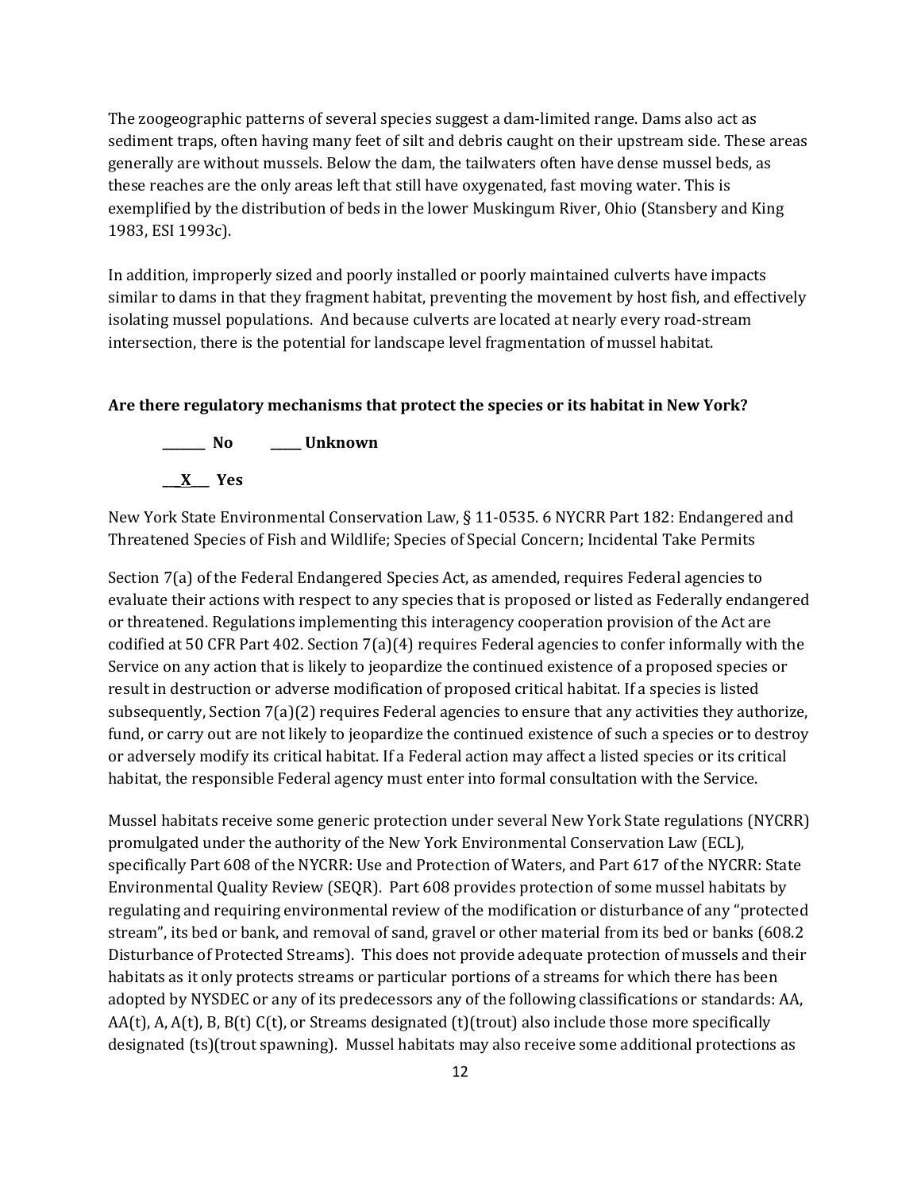The zoogeographic patterns of several species suggest a dam-limited range. Dams also act as sediment traps, often having many feet of silt and debris caught on their upstream side. These areas generally are without mussels. Below the dam, the tailwaters often have dense mussel beds, as these reaches are the only areas left that still have oxygenated, fast moving water. This is exemplified by the distribution of beds in the lower Muskingum River, Ohio (Stansbery and King 1983, ESI 1993c).

In addition, improperly sized and poorly installed or poorly maintained culverts have impacts similar to dams in that they fragment habitat, preventing the movement by host fish, and effectively isolating mussel populations. And because culverts are located at nearly every road-stream intersection, there is the potential for landscape level fragmentation of mussel habitat.

**Are there regulatory mechanisms that protect the species or its habitat in New York?**

**_______ No  _____ Unknown**

**___X___ Yes**

New York State Environmental Conservation Law, § 11-0535. 6 NYCRR Part 182: Endangered and Threatened Species of Fish and Wildlife; Species of Special Concern; Incidental Take Permits

Section 7(a) of the Federal Endangered Species Act, as amended, requires Federal agencies to evaluate their actions with respect to any species that is proposed or listed as Federally endangered or threatened. Regulations implementing this interagency cooperation provision of the Act are codified at 50 CFR Part 402. Section 7(a)(4) requires Federal agencies to confer informally with the Service on any action that is likely to jeopardize the continued existence of a proposed species or result in destruction or adverse modification of proposed critical habitat. If a species is listed subsequently, Section 7(a)(2) requires Federal agencies to ensure that any activities they authorize, fund, or carry out are not likely to jeopardize the continued existence of such a species or to destroy or adversely modify its critical habitat. If a Federal action may affect a listed species or its critical habitat, the responsible Federal agency must enter into formal consultation with the Service.

Mussel habitats receive some generic protection under several New York State regulations (NYCRR) promulgated under the authority of the New York Environmental Conservation Law (ECL), specifically Part 608 of the NYCRR: Use and Protection of Waters, and Part 617 of the NYCRR: State Environmental Quality Review (SEQR). Part 608 provides protection of some mussel habitats by regulating and requiring environmental review of the modification or disturbance of any "protected stream", its bed or bank, and removal of sand, gravel or other material from its bed or banks (608.2 Disturbance of Protected Streams). This does not provide adequate protection of mussels and their habitats as it only protects streams or particular portions of a streams for which there has been adopted by NYSDEC or any of its predecessors any of the following classifications or standards: AA, AA(t), A, A(t), B, B(t) C(t), or Streams designated (t)(trout) also include those more specifically designated (ts)(trout spawning). Mussel habitats may also receive some additional protections as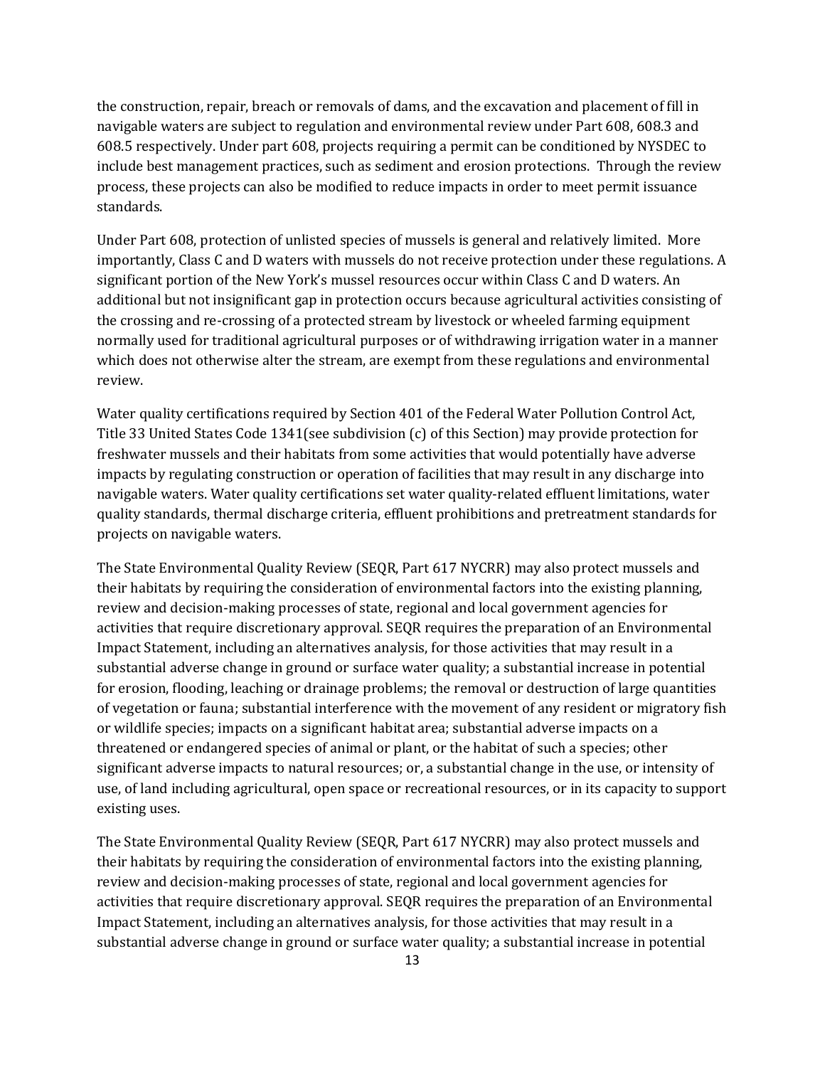the construction, repair, breach or removals of dams, and the excavation and placement of fill in navigable waters are subject to regulation and environmental review under Part 608, 608.3 and 608.5 respectively. Under part 608, projects requiring a permit can be conditioned by NYSDEC to include best management practices, such as sediment and erosion protections. Through the review process, these projects can also be modified to reduce impacts in order to meet permit issuance standards.

Under Part 608, protection of unlisted species of mussels is general and relatively limited. More importantly, Class C and D waters with mussels do not receive protection under these regulations. A significant portion of the New York's mussel resources occur within Class C and D waters. An additional but not insignificant gap in protection occurs because agricultural activities consisting of the crossing and re-crossing of a protected stream by livestock or wheeled farming equipment normally used for traditional agricultural purposes or of withdrawing irrigation water in a manner which does not otherwise alter the stream, are exempt from these regulations and environmental review.

Water quality certifications required by Section 401 of the Federal Water Pollution Control Act, Title 33 United States Code 1341(see subdivision (c) of this Section) may provide protection for freshwater mussels and their habitats from some activities that would potentially have adverse impacts by regulating construction or operation of facilities that may result in any discharge into navigable waters. Water quality certifications set water quality-related effluent limitations, water quality standards, thermal discharge criteria, effluent prohibitions and pretreatment standards for projects on navigable waters.

The State Environmental Quality Review (SEQR, Part 617 NYCRR) may also protect mussels and their habitats by requiring the consideration of environmental factors into the existing planning, review and decision-making processes of state, regional and local government agencies for activities that require discretionary approval. SEQR requires the preparation of an Environmental Impact Statement, including an alternatives analysis, for those activities that may result in a substantial adverse change in ground or surface water quality; a substantial increase in potential for erosion, flooding, leaching or drainage problems; the removal or destruction of large quantities of vegetation or fauna; substantial interference with the movement of any resident or migratory fish or wildlife species; impacts on a significant habitat area; substantial adverse impacts on a threatened or endangered species of animal or plant, or the habitat of such a species; other significant adverse impacts to natural resources; or, a substantial change in the use, or intensity of use, of land including agricultural, open space or recreational resources, or in its capacity to support existing uses.

The State Environmental Quality Review (SEQR, Part 617 NYCRR) may also protect mussels and their habitats by requiring the consideration of environmental factors into the existing planning, review and decision-making processes of state, regional and local government agencies for activities that require discretionary approval. SEQR requires the preparation of an Environmental Impact Statement, including an alternatives analysis, for those activities that may result in a substantial adverse change in ground or surface water quality; a substantial increase in potential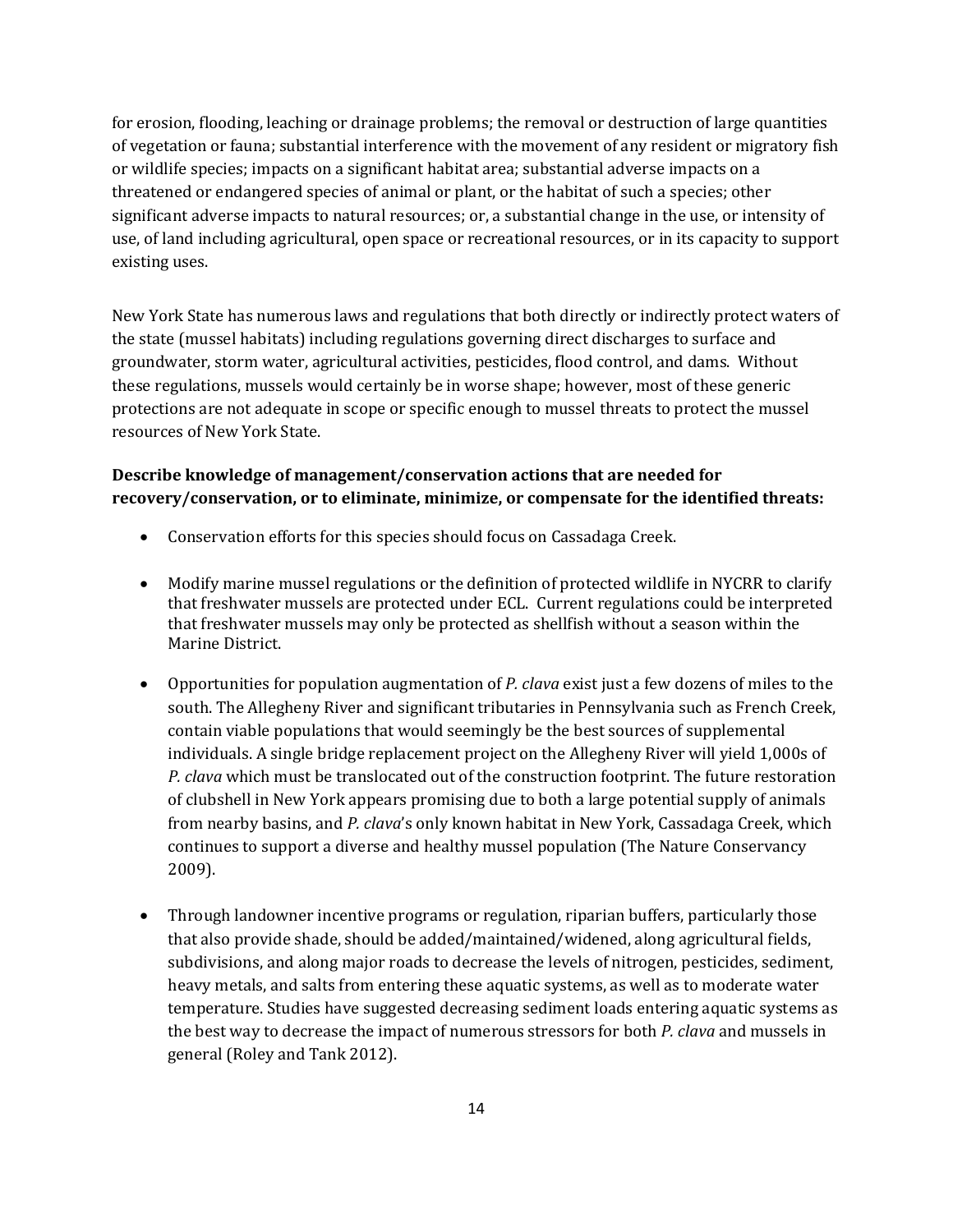for erosion, flooding, leaching or drainage problems; the removal or destruction of large quantities of vegetation or fauna; substantial interference with the movement of any resident or migratory fish or wildlife species; impacts on a significant habitat area; substantial adverse impacts on a threatened or endangered species of animal or plant, or the habitat of such a species; other significant adverse impacts to natural resources; or, a substantial change in the use, or intensity of use, of land including agricultural, open space or recreational resources, or in its capacity to support existing uses.

New York State has numerous laws and regulations that both directly or indirectly protect waters of the state (mussel habitats) including regulations governing direct discharges to surface and groundwater, storm water, agricultural activities, pesticides, flood control, and dams. Without these regulations, mussels would certainly be in worse shape; however, most of these generic protections are not adequate in scope or specific enough to mussel threats to protect the mussel resources of New York State.

**Describe knowledge of management/conservation actions that are needed for recovery/conservation, or to eliminate, minimize, or compensate for the identified threats:**

- Conservation efforts for this species should focus on Cassadaga Creek.

- Modify marine mussel regulations or the definition of protected wildlife in NYCRR to clarify that freshwater mussels are protected under ECL. Current regulations could be interpreted that freshwater mussels may only be protected as shellfish without a season within the Marine District.

- Opportunities for population augmentation of *P. clava* exist just a few dozens of miles to the south. The Allegheny River and significant tributaries in Pennsylvania such as French Creek, contain viable populations that would seemingly be the best sources of supplemental individuals. A single bridge replacement project on the Allegheny River will yield 1,000s of *P. clava* which must be translocated out of the construction footprint. The future restoration of clubshell in New York appears promising due to both a large potential supply of animals from nearby basins, and *P. clava*'s only known habitat in New York, Cassadaga Creek, which continues to support a diverse and healthy mussel population (The Nature Conservancy 2009).

- Through landowner incentive programs or regulation, riparian buffers, particularly those that also provide shade, should be added/maintained/widened, along agricultural fields, subdivisions, and along major roads to decrease the levels of nitrogen, pesticides, sediment, heavy metals, and salts from entering these aquatic systems, as well as to moderate water temperature. Studies have suggested decreasing sediment loads entering aquatic systems as the best way to decrease the impact of numerous stressors for both *P. clava* and mussels in general (Roley and Tank 2012).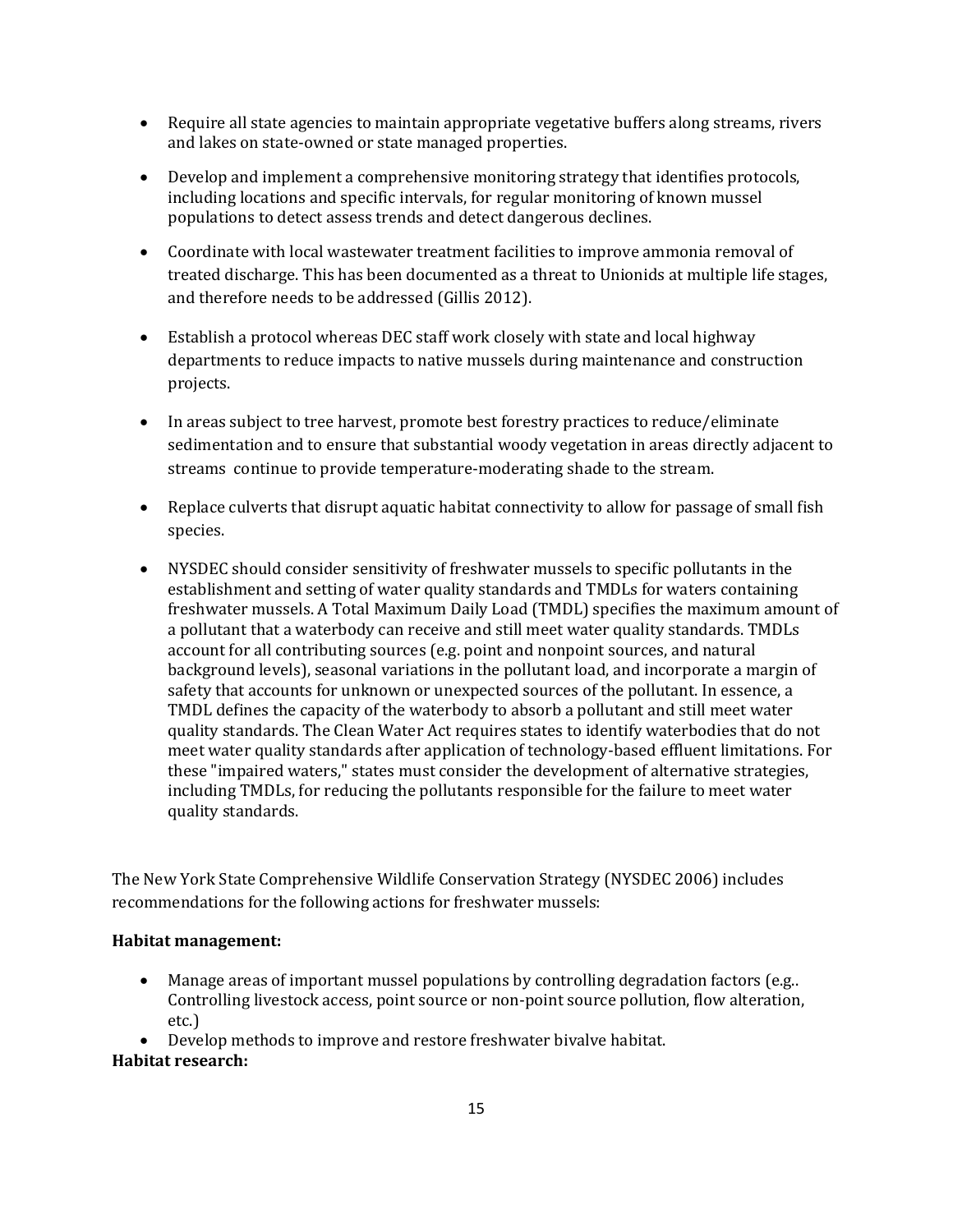- Require all state agencies to maintain appropriate vegetative buffers along streams, rivers and lakes on state-owned or state managed properties.

- Develop and implement a comprehensive monitoring strategy that identifies protocols, including locations and specific intervals, for regular monitoring of known mussel populations to detect assess trends and detect dangerous declines.

- Coordinate with local wastewater treatment facilities to improve ammonia removal of treated discharge. This has been documented as a threat to Unionids at multiple life stages, and therefore needs to be addressed (Gillis 2012).

- Establish a protocol whereas DEC staff work closely with state and local highway departments to reduce impacts to native mussels during maintenance and construction projects.

- In areas subject to tree harvest, promote best forestry practices to reduce/eliminate sedimentation and to ensure that substantial woody vegetation in areas directly adjacent to streams continue to provide temperature-moderating shade to the stream.

- Replace culverts that disrupt aquatic habitat connectivity to allow for passage of small fish species.

- NYSDEC should consider sensitivity of freshwater mussels to specific pollutants in the establishment and setting of water quality standards and TMDLs for waters containing freshwater mussels. A Total Maximum Daily Load (TMDL) specifies the maximum amount of a pollutant that a waterbody can receive and still meet water quality standards. TMDLs account for all contributing sources (e.g. point and nonpoint sources, and natural background levels), seasonal variations in the pollutant load, and incorporate a margin of safety that accounts for unknown or unexpected sources of the pollutant. In essence, a TMDL defines the capacity of the waterbody to absorb a pollutant and still meet water quality standards. The Clean Water Act requires states to identify waterbodies that do not meet water quality standards after application of technology-based effluent limitations. For these "impaired waters," states must consider the development of alternative strategies, including TMDLs, for reducing the pollutants responsible for the failure to meet water quality standards.

The New York State Comprehensive Wildlife Conservation Strategy (NYSDEC 2006) includes recommendations for the following actions for freshwater mussels:

**Habitat management:**

- Manage areas of important mussel populations by controlling degradation factors (e.g.. Controlling livestock access, point source or non-point source pollution, flow alteration, etc.)
- Develop methods to improve and restore freshwater bivalve habitat.

**Habitat research:**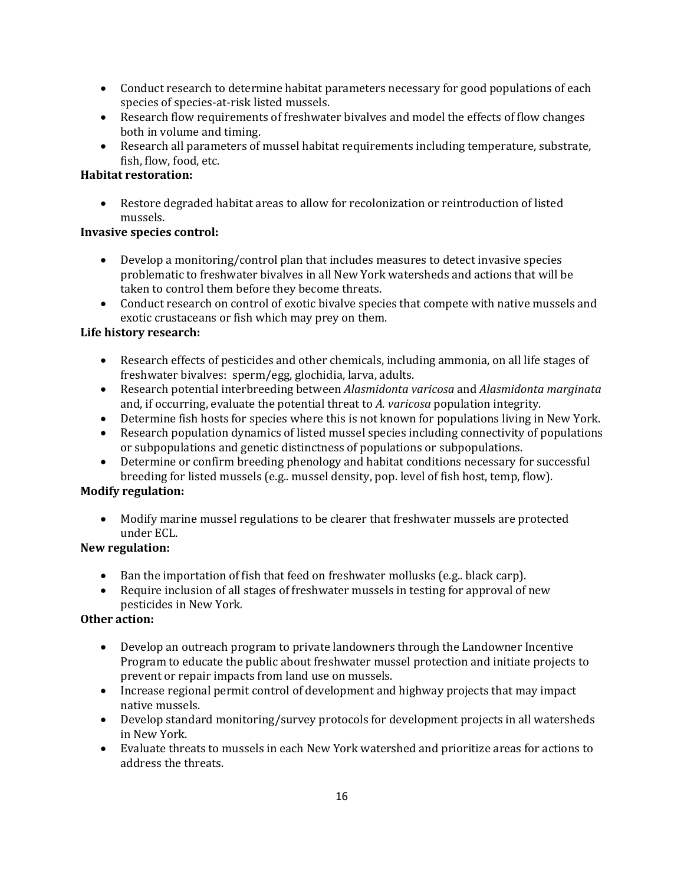- Conduct research to determine habitat parameters necessary for good populations of each species of species-at-risk listed mussels.
- Research flow requirements of freshwater bivalves and model the effects of flow changes both in volume and timing.
- Research all parameters of mussel habitat requirements including temperature, substrate, fish, flow, food, etc.

**Habitat restoration:**

- Restore degraded habitat areas to allow for recolonization or reintroduction of listed mussels.

**Invasive species control:**

- Develop a monitoring/control plan that includes measures to detect invasive species problematic to freshwater bivalves in all New York watersheds and actions that will be taken to control them before they become threats.
- Conduct research on control of exotic bivalve species that compete with native mussels and exotic crustaceans or fish which may prey on them.

**Life history research:**

- Research effects of pesticides and other chemicals, including ammonia, on all life stages of freshwater bivalves: sperm/egg, glochidia, larva, adults.
- Research potential interbreeding between *Alasmidonta varicosa* and *Alasmidonta marginata* and, if occurring, evaluate the potential threat to *A. varicosa* population integrity.
- Determine fish hosts for species where this is not known for populations living in New York.
- Research population dynamics of listed mussel species including connectivity of populations or subpopulations and genetic distinctness of populations or subpopulations.
- Determine or confirm breeding phenology and habitat conditions necessary for successful breeding for listed mussels (e.g.. mussel density, pop. level of fish host, temp, flow).

**Modify regulation:**

- Modify marine mussel regulations to be clearer that freshwater mussels are protected under ECL.

**New regulation:**

- Ban the importation of fish that feed on freshwater mollusks (e.g.. black carp).
- Require inclusion of all stages of freshwater mussels in testing for approval of new pesticides in New York.

**Other action:**

- Develop an outreach program to private landowners through the Landowner Incentive Program to educate the public about freshwater mussel protection and initiate projects to prevent or repair impacts from land use on mussels.
- Increase regional permit control of development and highway projects that may impact native mussels.
- Develop standard monitoring/survey protocols for development projects in all watersheds in New York.
- Evaluate threats to mussels in each New York watershed and prioritize areas for actions to address the threats.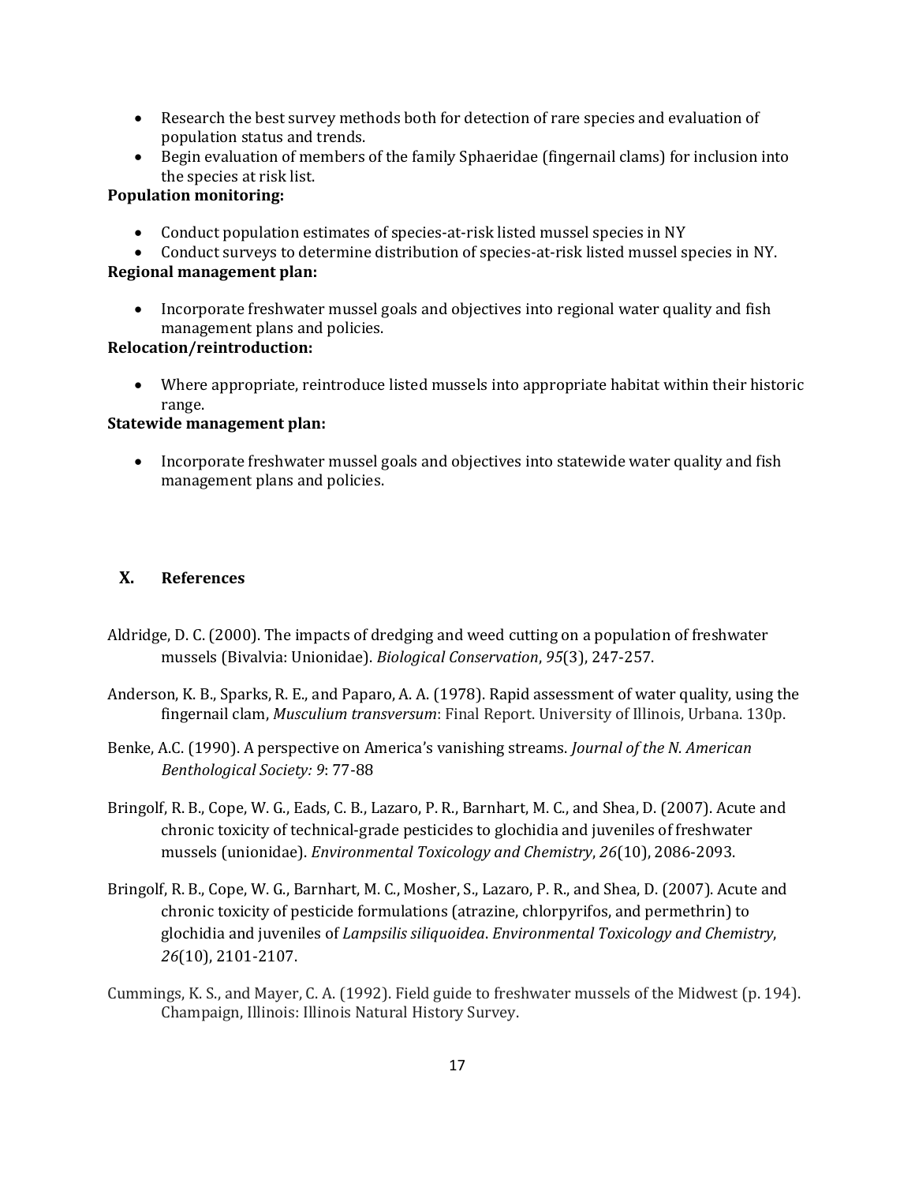- Research the best survey methods both for detection of rare species and evaluation of population status and trends.
- Begin evaluation of members of the family Sphaeridae (fingernail clams) for inclusion into the species at risk list.

**Population monitoring:**

- Conduct population estimates of species-at-risk listed mussel species in NY
- Conduct surveys to determine distribution of species-at-risk listed mussel species in NY.

**Regional management plan:**

- Incorporate freshwater mussel goals and objectives into regional water quality and fish management plans and policies.

**Relocation/reintroduction:**

- Where appropriate, reintroduce listed mussels into appropriate habitat within their historic range.

**Statewide management plan:**

- Incorporate freshwater mussel goals and objectives into statewide water quality and fish management plans and policies.

## X. References

Aldridge, D. C. (2000). The impacts of dredging and weed cutting on a population of freshwater mussels (Bivalvia: Unionidae). *Biological Conservation*, *95*(3), 247-257.

Anderson, K. B., Sparks, R. E., and Paparo, A. A. (1978). Rapid assessment of water quality, using the fingernail clam, *Musculium transversum*: Final Report. University of Illinois, Urbana. 130p.

Benke, A.C. (1990). A perspective on America's vanishing streams. *Journal of the N. American Benthological Society: 9*: 77-88

Bringolf, R. B., Cope, W. G., Eads, C. B., Lazaro, P. R., Barnhart, M. C., and Shea, D. (2007). Acute and chronic toxicity of technical-grade pesticides to glochidia and juveniles of freshwater mussels (unionidae). *Environmental Toxicology and Chemistry*, *26*(10), 2086-2093.

Bringolf, R. B., Cope, W. G., Barnhart, M. C., Mosher, S., Lazaro, P. R., and Shea, D. (2007). Acute and chronic toxicity of pesticide formulations (atrazine, chlorpyrifos, and permethrin) to glochidia and juveniles of *Lampsilis siliquoidea*. *Environmental Toxicology and Chemistry*, *26*(10), 2101-2107.

Cummings, K. S., and Mayer, C. A. (1992). Field guide to freshwater mussels of the Midwest (p. 194). Champaign, Illinois: Illinois Natural History Survey.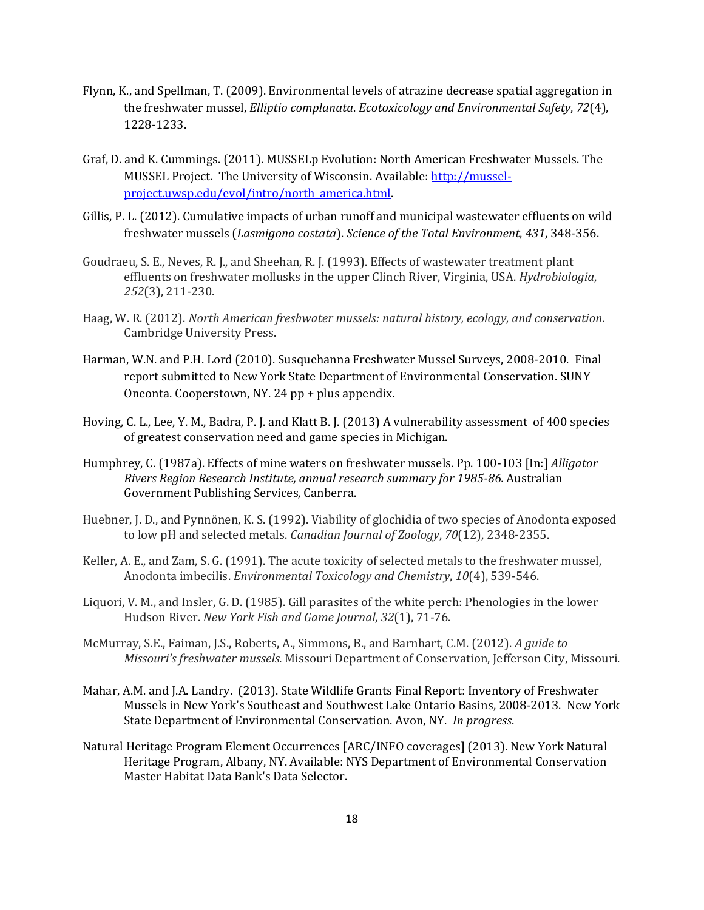Flynn, K., and Spellman, T. (2009). Environmental levels of atrazine decrease spatial aggregation in the freshwater mussel, *Elliptio complanata*. *Ecotoxicology and Environmental Safety*, *72*(4), 1228-1233.

Graf, D. and K. Cummings. (2011). MUSSELp Evolution: North American Freshwater Mussels. The MUSSEL Project. The University of Wisconsin. Available: [http://mussel-project.uwsp.edu/evol/intro/north_america.html](http://mussel-project.uwsp.edu/evol/intro/north_america.html).

Gillis, P. L. (2012). Cumulative impacts of urban runoff and municipal wastewater effluents on wild freshwater mussels (*Lasmigona costata*). *Science of the Total Environment*, *431*, 348-356.

Goudraeu, S. E., Neves, R. J., and Sheehan, R. J. (1993). Effects of wastewater treatment plant effluents on freshwater mollusks in the upper Clinch River, Virginia, USA. *Hydrobiologia*, *252*(3), 211-230.

Haag, W. R. (2012). *North American freshwater mussels: natural history, ecology, and conservation*. Cambridge University Press.

Harman, W.N. and P.H. Lord (2010). Susquehanna Freshwater Mussel Surveys, 2008-2010. Final report submitted to New York State Department of Environmental Conservation. SUNY Oneonta. Cooperstown, NY. 24 pp + plus appendix.

Hoving, C. L., Lee, Y. M., Badra, P. J. and Klatt B. J. (2013) A vulnerability assessment of 400 species of greatest conservation need and game species in Michigan.

Humphrey, C. (1987a). Effects of mine waters on freshwater mussels. Pp. 100-103 [In:] *Alligator Rivers Region Research Institute, annual research summary for 1985-86.* Australian Government Publishing Services, Canberra.

Huebner, J. D., and Pynnönen, K. S. (1992). Viability of glochidia of two species of Anodonta exposed to low pH and selected metals. *Canadian Journal of Zoology*, *70*(12), 2348-2355.

Keller, A. E., and Zam, S. G. (1991). The acute toxicity of selected metals to the freshwater mussel, Anodonta imbecilis. *Environmental Toxicology and Chemistry*, *10*(4), 539-546.

Liquori, V. M., and Insler, G. D. (1985). Gill parasites of the white perch: Phenologies in the lower Hudson River. *New York Fish and Game Journal*, *32*(1), 71-76.

McMurray, S.E., Faiman, J.S., Roberts, A., Simmons, B., and Barnhart, C.M. (2012). *A guide to Missouri's freshwater mussels.* Missouri Department of Conservation, Jefferson City, Missouri.

Mahar, A.M. and J.A. Landry. (2013). State Wildlife Grants Final Report: Inventory of Freshwater Mussels in New York's Southeast and Southwest Lake Ontario Basins, 2008-2013. New York State Department of Environmental Conservation. Avon, NY. *In progress*.

Natural Heritage Program Element Occurrences [ARC/INFO coverages] (2013). New York Natural Heritage Program, Albany, NY. Available: NYS Department of Environmental Conservation Master Habitat Data Bank's Data Selector.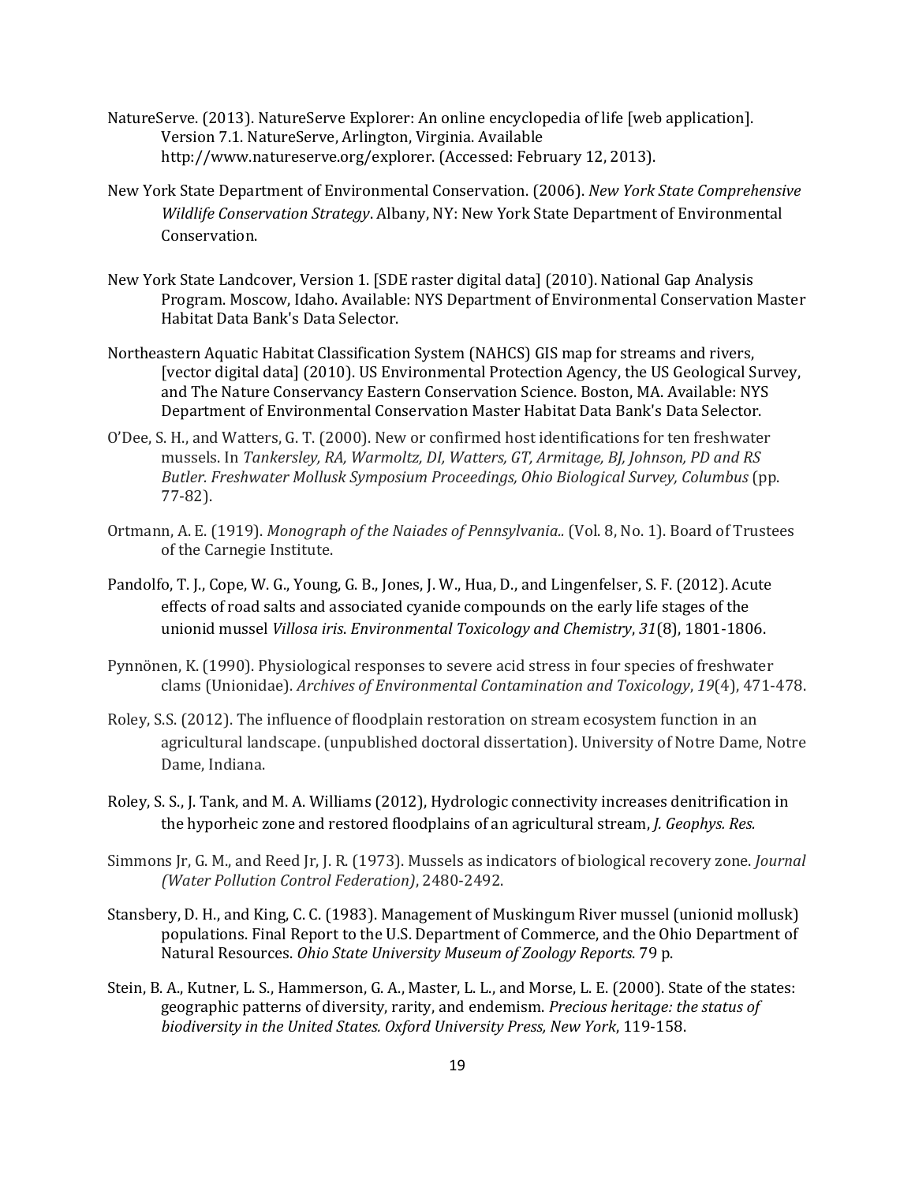NatureServe. (2013). NatureServe Explorer: An online encyclopedia of life [web application]. Version 7.1. NatureServe, Arlington, Virginia. Available http://www.natureserve.org/explorer. (Accessed: February 12, 2013).

New York State Department of Environmental Conservation. (2006). *New York State Comprehensive Wildlife Conservation Strategy*. Albany, NY: New York State Department of Environmental Conservation.

New York State Landcover, Version 1. [SDE raster digital data] (2010). National Gap Analysis Program. Moscow, Idaho. Available: NYS Department of Environmental Conservation Master Habitat Data Bank's Data Selector.

Northeastern Aquatic Habitat Classification System (NAHCS) GIS map for streams and rivers, [vector digital data] (2010). US Environmental Protection Agency, the US Geological Survey, and The Nature Conservancy Eastern Conservation Science. Boston, MA. Available: NYS Department of Environmental Conservation Master Habitat Data Bank's Data Selector.

O'Dee, S. H., and Watters, G. T. (2000). New or confirmed host identifications for ten freshwater mussels. In *Tankersley, RA, Warmoltz, DI, Watters, GT, Armitage, BJ, Johnson, PD and RS Butler. Freshwater Mollusk Symposium Proceedings, Ohio Biological Survey, Columbus* (pp. 77-82).

Ortmann, A. E. (1919). *Monograph of the Naiades of Pennsylvania..* (Vol. 8, No. 1). Board of Trustees of the Carnegie Institute.

Pandolfo, T. J., Cope, W. G., Young, G. B., Jones, J. W., Hua, D., and Lingenfelser, S. F. (2012). Acute effects of road salts and associated cyanide compounds on the early life stages of the unionid mussel *Villosa iris*. *Environmental Toxicology and Chemistry*, *31*(8), 1801-1806.

Pynnönen, K. (1990). Physiological responses to severe acid stress in four species of freshwater clams (Unionidae). *Archives of Environmental Contamination and Toxicology*, *19*(4), 471-478.

Roley, S.S. (2012). The influence of floodplain restoration on stream ecosystem function in an agricultural landscape. (unpublished doctoral dissertation). University of Notre Dame, Notre Dame, Indiana.

Roley, S. S., J. Tank, and M. A. Williams (2012), Hydrologic connectivity increases denitrification in the hyporheic zone and restored floodplains of an agricultural stream, *J. Geophys. Res.*

Simmons Jr, G. M., and Reed Jr, J. R. (1973). Mussels as indicators of biological recovery zone. *Journal (Water Pollution Control Federation)*, 2480-2492.

Stansbery, D. H., and King, C. C. (1983). Management of Muskingum River mussel (unionid mollusk) populations. Final Report to the U.S. Department of Commerce, and the Ohio Department of Natural Resources. *Ohio State University Museum of Zoology Reports*. 79 p.

Stein, B. A., Kutner, L. S., Hammerson, G. A., Master, L. L., and Morse, L. E. (2000). State of the states: geographic patterns of diversity, rarity, and endemism. *Precious heritage: the status of biodiversity in the United States. Oxford University Press, New York*, 119-158.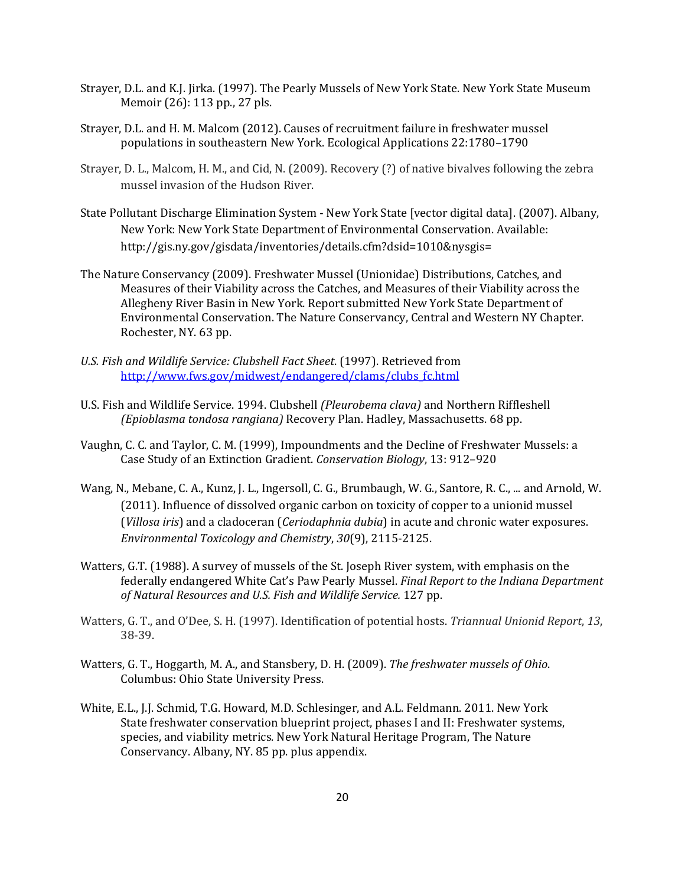Strayer, D.L. and K.J. Jirka. (1997). The Pearly Mussels of New York State. New York State Museum Memoir (26): 113 pp., 27 pls.

Strayer, D.L. and H. M. Malcom (2012). Causes of recruitment failure in freshwater mussel populations in southeastern New York. Ecological Applications 22:1780–1790

Strayer, D. L., Malcom, H. M., and Cid, N. (2009). Recovery (?) of native bivalves following the zebra mussel invasion of the Hudson River.

State Pollutant Discharge Elimination System - New York State [vector digital data]. (2007). Albany, New York: New York State Department of Environmental Conservation. Available: http://gis.ny.gov/gisdata/inventories/details.cfm?dsid=1010&nysgis=

The Nature Conservancy (2009). Freshwater Mussel (Unionidae) Distributions, Catches, and Measures of their Viability across the Catches, and Measures of their Viability across the Allegheny River Basin in New York. Report submitted New York State Department of Environmental Conservation. The Nature Conservancy, Central and Western NY Chapter. Rochester, NY. 63 pp.

*U.S. Fish and Wildlife Service: Clubshell Fact Sheet*. (1997). Retrieved from [http://www.fws.gov/midwest/endangered/clams/clubs_fc.html](http://www.fws.gov/midwest/endangered/clams/clubs_fc.html)

U.S. Fish and Wildlife Service. 1994. Clubshell *(Pleurobema clava)* and Northern Riffleshell *(Epioblasma tondosa rangiana)* Recovery Plan. Hadley, Massachusetts. 68 pp.

Vaughn, C. C. and Taylor, C. M. (1999), Impoundments and the Decline of Freshwater Mussels: a Case Study of an Extinction Gradient. *Conservation Biology*, 13: 912–920

Wang, N., Mebane, C. A., Kunz, J. L., Ingersoll, C. G., Brumbaugh, W. G., Santore, R. C., ... and Arnold, W. (2011). Influence of dissolved organic carbon on toxicity of copper to a unionid mussel (*Villosa iris*) and a cladoceran (*Ceriodaphnia dubia*) in acute and chronic water exposures. *Environmental Toxicology and Chemistry*, *30*(9), 2115-2125.

Watters, G.T. (1988). A survey of mussels of the St. Joseph River system, with emphasis on the federally endangered White Cat's Paw Pearly Mussel. *Final Report to the Indiana Department of Natural Resources and U.S. Fish and Wildlife Service.* 127 pp.

Watters, G. T., and O'Dee, S. H. (1997). Identification of potential hosts. *Triannual Unionid Report*, *13*, 38-39.

Watters, G. T., Hoggarth, M. A., and Stansbery, D. H. (2009). *The freshwater mussels of Ohio*. Columbus: Ohio State University Press.

White, E.L., J.J. Schmid, T.G. Howard, M.D. Schlesinger, and A.L. Feldmann. 2011. New York State freshwater conservation blueprint project, phases I and II: Freshwater systems, species, and viability metrics. New York Natural Heritage Program, The Nature Conservancy. Albany, NY. 85 pp. plus appendix.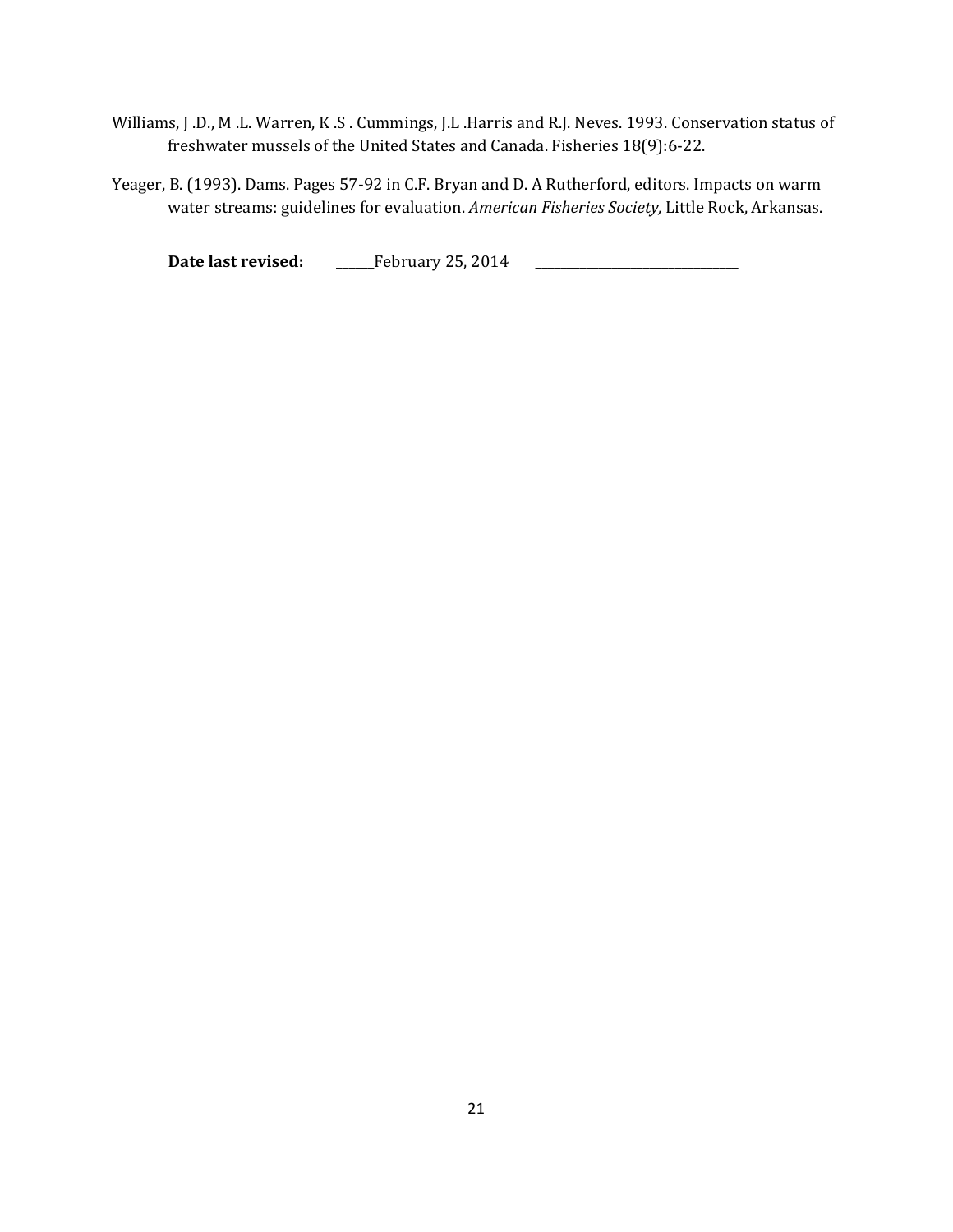Williams, J .D., M .L. Warren, K .S . Cummings, J.L .Harris and R.J. Neves. 1993. Conservation status of freshwater mussels of the United States and Canada. Fisheries 18(9):6-22.

Yeager, B. (1993). Dams. Pages 57-92 in C.F. Bryan and D. A Rutherford, editors. Impacts on warm water streams: guidelines for evaluation. *American Fisheries Society,* Little Rock, Arkansas.

**Date last revised:** February 25, 2014